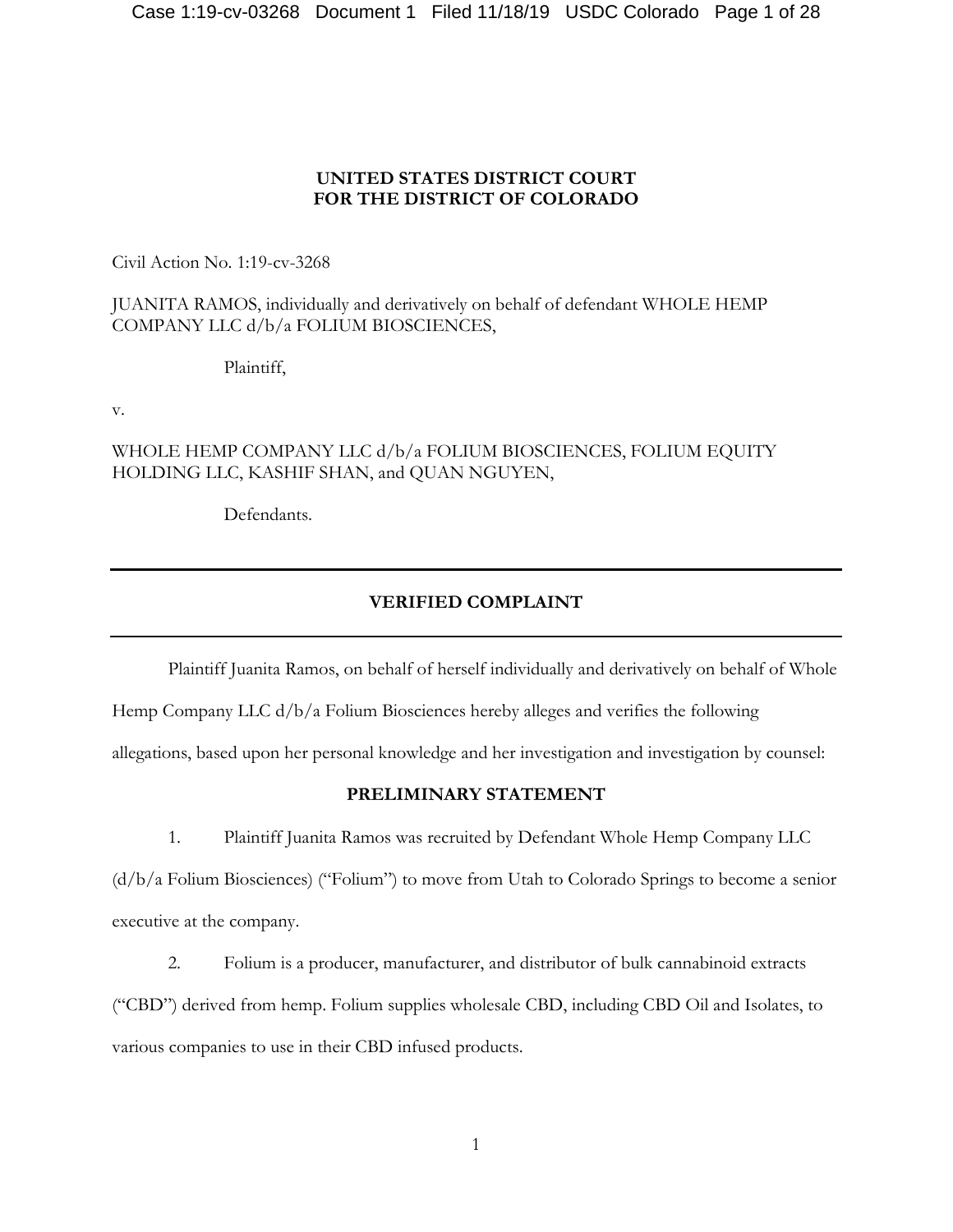**UNITED STATES DISTRICT COURT**
**FOR THE DISTRICT OF COLORADO**

Civil Action No. 1:19-cv-3268

JUANITA RAMOS, individually and derivatively on behalf of defendant WHOLE HEMP COMPANY LLC d/b/a FOLIUM BIOSCIENCES,

Plaintiff,

v.

WHOLE HEMP COMPANY LLC d/b/a FOLIUM BIOSCIENCES, FOLIUM EQUITY HOLDING LLC, KASHIF SHAN, and QUAN NGUYEN,

Defendants.

---

**VERIFIED COMPLAINT**

---

Plaintiff Juanita Ramos, on behalf of herself individually and derivatively on behalf of Whole Hemp Company LLC d/b/a Folium Biosciences hereby alleges and verifies the following allegations, based upon her personal knowledge and her investigation and investigation by counsel:

**PRELIMINARY STATEMENT**

1. Plaintiff Juanita Ramos was recruited by Defendant Whole Hemp Company LLC (d/b/a Folium Biosciences) ("Folium") to move from Utah to Colorado Springs to become a senior executive at the company.

2. Folium is a producer, manufacturer, and distributor of bulk cannabinoid extracts ("CBD") derived from hemp. Folium supplies wholesale CBD, including CBD Oil and Isolates, to various companies to use in their CBD infused products.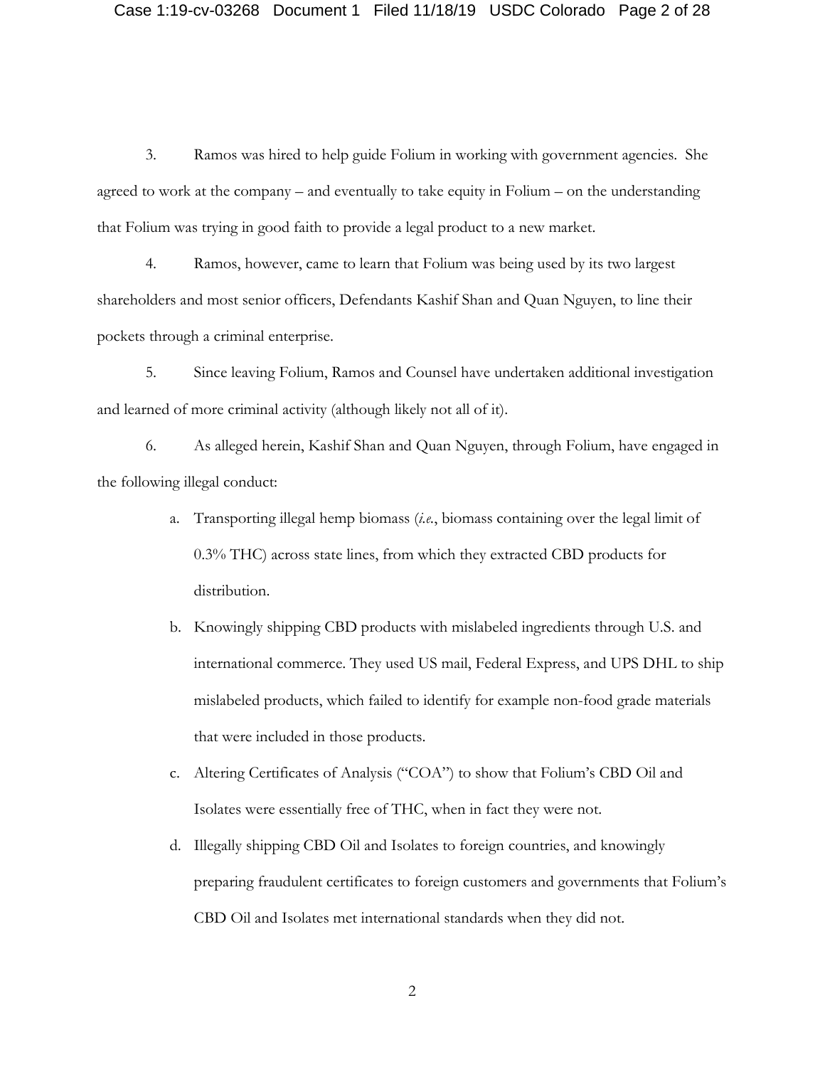3. Ramos was hired to help guide Folium in working with government agencies. She agreed to work at the company – and eventually to take equity in Folium – on the understanding that Folium was trying in good faith to provide a legal product to a new market.

4. Ramos, however, came to learn that Folium was being used by its two largest shareholders and most senior officers, Defendants Kashif Shan and Quan Nguyen, to line their pockets through a criminal enterprise.

5. Since leaving Folium, Ramos and Counsel have undertaken additional investigation and learned of more criminal activity (although likely not all of it).

6. As alleged herein, Kashif Shan and Quan Nguyen, through Folium, have engaged in the following illegal conduct:

   a. Transporting illegal hemp biomass (*i.e.*, biomass containing over the legal limit of 0.3% THC) across state lines, from which they extracted CBD products for distribution.

   b. Knowingly shipping CBD products with mislabeled ingredients through U.S. and international commerce. They used US mail, Federal Express, and UPS DHL to ship mislabeled products, which failed to identify for example non-food grade materials that were included in those products.

   c. Altering Certificates of Analysis ("COA") to show that Folium's CBD Oil and Isolates were essentially free of THC, when in fact they were not.

   d. Illegally shipping CBD Oil and Isolates to foreign countries, and knowingly preparing fraudulent certificates to foreign customers and governments that Folium's CBD Oil and Isolates met international standards when they did not.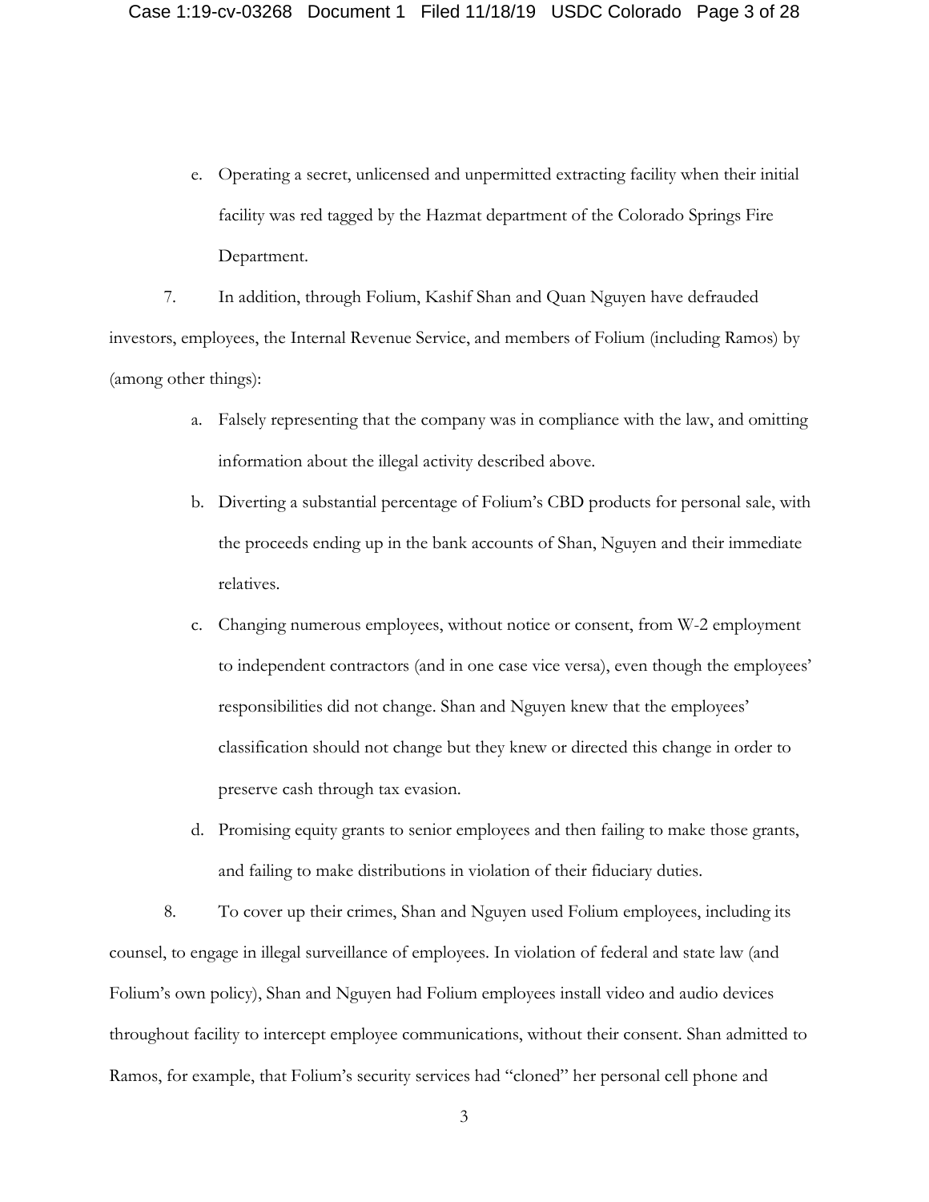e. Operating a secret, unlicensed and unpermitted extracting facility when their initial facility was red tagged by the Hazmat department of the Colorado Springs Fire Department.

7. In addition, through Folium, Kashif Shan and Quan Nguyen have defrauded investors, employees, the Internal Revenue Service, and members of Folium (including Ramos) by (among other things):

a. Falsely representing that the company was in compliance with the law, and omitting information about the illegal activity described above.

b. Diverting a substantial percentage of Folium's CBD products for personal sale, with the proceeds ending up in the bank accounts of Shan, Nguyen and their immediate relatives.

c. Changing numerous employees, without notice or consent, from W-2 employment to independent contractors (and in one case vice versa), even though the employees' responsibilities did not change. Shan and Nguyen knew that the employees' classification should not change but they knew or directed this change in order to preserve cash through tax evasion.

d. Promising equity grants to senior employees and then failing to make those grants, and failing to make distributions in violation of their fiduciary duties.

8. To cover up their crimes, Shan and Nguyen used Folium employees, including its counsel, to engage in illegal surveillance of employees. In violation of federal and state law (and Folium's own policy), Shan and Nguyen had Folium employees install video and audio devices throughout facility to intercept employee communications, without their consent. Shan admitted to Ramos, for example, that Folium's security services had "cloned" her personal cell phone and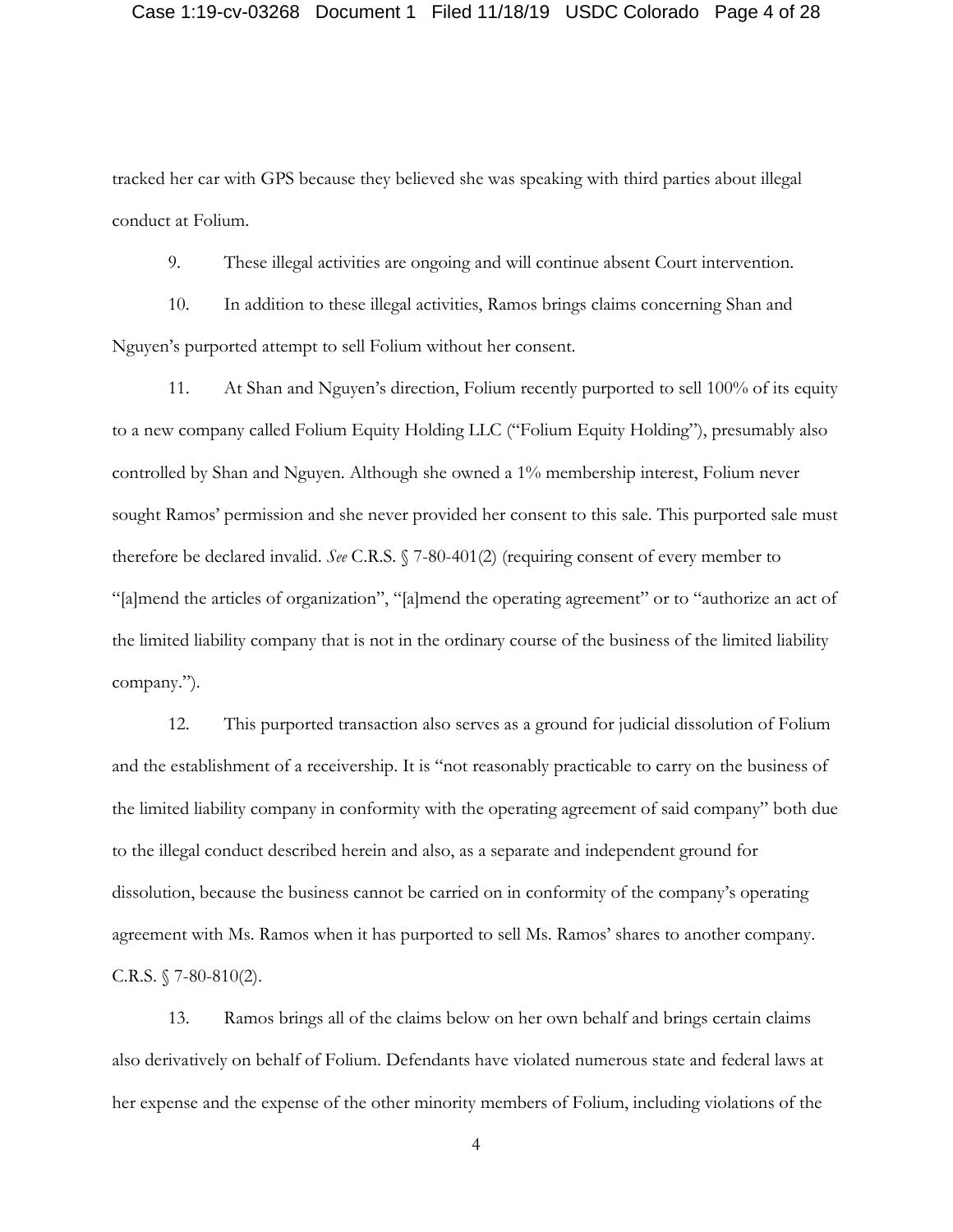tracked her car with GPS because they believed she was speaking with third parties about illegal conduct at Folium.

9. These illegal activities are ongoing and will continue absent Court intervention.

10. In addition to these illegal activities, Ramos brings claims concerning Shan and Nguyen's purported attempt to sell Folium without her consent.

11. At Shan and Nguyen's direction, Folium recently purported to sell 100% of its equity to a new company called Folium Equity Holding LLC ("Folium Equity Holding"), presumably also controlled by Shan and Nguyen. Although she owned a 1% membership interest, Folium never sought Ramos' permission and she never provided her consent to this sale. This purported sale must therefore be declared invalid. *See* C.R.S. § 7-80-401(2) (requiring consent of every member to "[a]mend the articles of organization", "[a]mend the operating agreement" or to "authorize an act of the limited liability company that is not in the ordinary course of the business of the limited liability company.").

12. This purported transaction also serves as a ground for judicial dissolution of Folium and the establishment of a receivership. It is "not reasonably practicable to carry on the business of the limited liability company in conformity with the operating agreement of said company" both due to the illegal conduct described herein and also, as a separate and independent ground for dissolution, because the business cannot be carried on in conformity of the company's operating agreement with Ms. Ramos when it has purported to sell Ms. Ramos' shares to another company. C.R.S. § 7-80-810(2).

13. Ramos brings all of the claims below on her own behalf and brings certain claims also derivatively on behalf of Folium. Defendants have violated numerous state and federal laws at her expense and the expense of the other minority members of Folium, including violations of the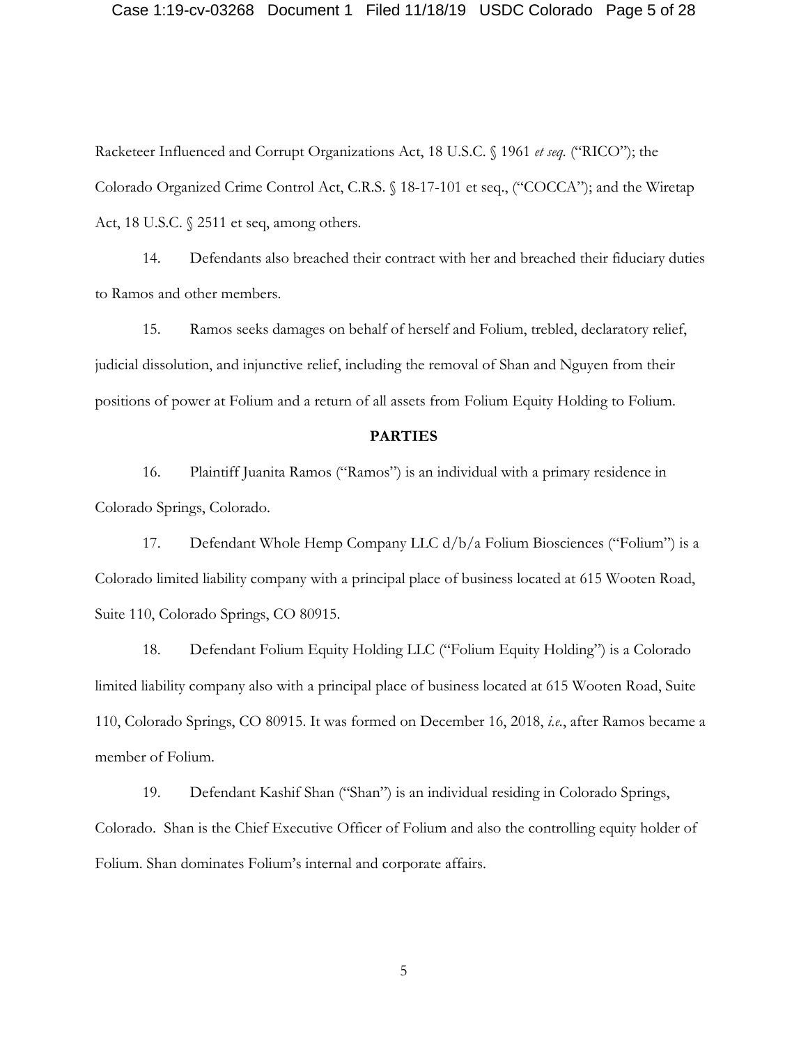Racketeer Influenced and Corrupt Organizations Act, 18 U.S.C. § 1961 *et seq.* ("RICO"); the Colorado Organized Crime Control Act, C.R.S. § 18-17-101 et seq., ("COCCA"); and the Wiretap Act, 18 U.S.C. § 2511 et seq, among others.

14. Defendants also breached their contract with her and breached their fiduciary duties to Ramos and other members.

15. Ramos seeks damages on behalf of herself and Folium, trebled, declaratory relief, judicial dissolution, and injunctive relief, including the removal of Shan and Nguyen from their positions of power at Folium and a return of all assets from Folium Equity Holding to Folium.

**PARTIES**

16. Plaintiff Juanita Ramos ("Ramos") is an individual with a primary residence in Colorado Springs, Colorado.

17. Defendant Whole Hemp Company LLC d/b/a Folium Biosciences ("Folium") is a Colorado limited liability company with a principal place of business located at 615 Wooten Road, Suite 110, Colorado Springs, CO 80915.

18. Defendant Folium Equity Holding LLC ("Folium Equity Holding") is a Colorado limited liability company also with a principal place of business located at 615 Wooten Road, Suite 110, Colorado Springs, CO 80915. It was formed on December 16, 2018, *i.e.*, after Ramos became a member of Folium.

19. Defendant Kashif Shan ("Shan") is an individual residing in Colorado Springs, Colorado. Shan is the Chief Executive Officer of Folium and also the controlling equity holder of Folium. Shan dominates Folium's internal and corporate affairs.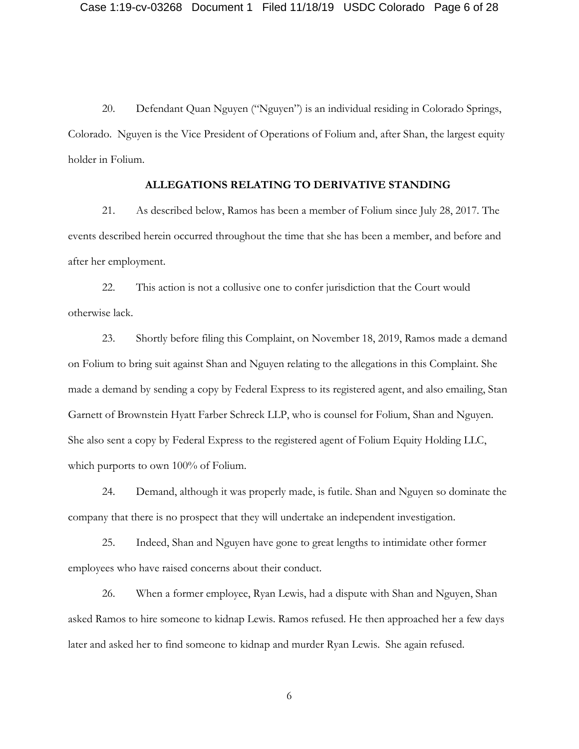20. Defendant Quan Nguyen ("Nguyen") is an individual residing in Colorado Springs, Colorado. Nguyen is the Vice President of Operations of Folium and, after Shan, the largest equity holder in Folium.

## ALLEGATIONS RELATING TO DERIVATIVE STANDING

21. As described below, Ramos has been a member of Folium since July 28, 2017. The events described herein occurred throughout the time that she has been a member, and before and after her employment.

22. This action is not a collusive one to confer jurisdiction that the Court would otherwise lack.

23. Shortly before filing this Complaint, on November 18, 2019, Ramos made a demand on Folium to bring suit against Shan and Nguyen relating to the allegations in this Complaint. She made a demand by sending a copy by Federal Express to its registered agent, and also emailing, Stan Garnett of Brownstein Hyatt Farber Schreck LLP, who is counsel for Folium, Shan and Nguyen. She also sent a copy by Federal Express to the registered agent of Folium Equity Holding LLC, which purports to own 100% of Folium.

24. Demand, although it was properly made, is futile. Shan and Nguyen so dominate the company that there is no prospect that they will undertake an independent investigation.

25. Indeed, Shan and Nguyen have gone to great lengths to intimidate other former employees who have raised concerns about their conduct.

26. When a former employee, Ryan Lewis, had a dispute with Shan and Nguyen, Shan asked Ramos to hire someone to kidnap Lewis. Ramos refused. He then approached her a few days later and asked her to find someone to kidnap and murder Ryan Lewis. She again refused.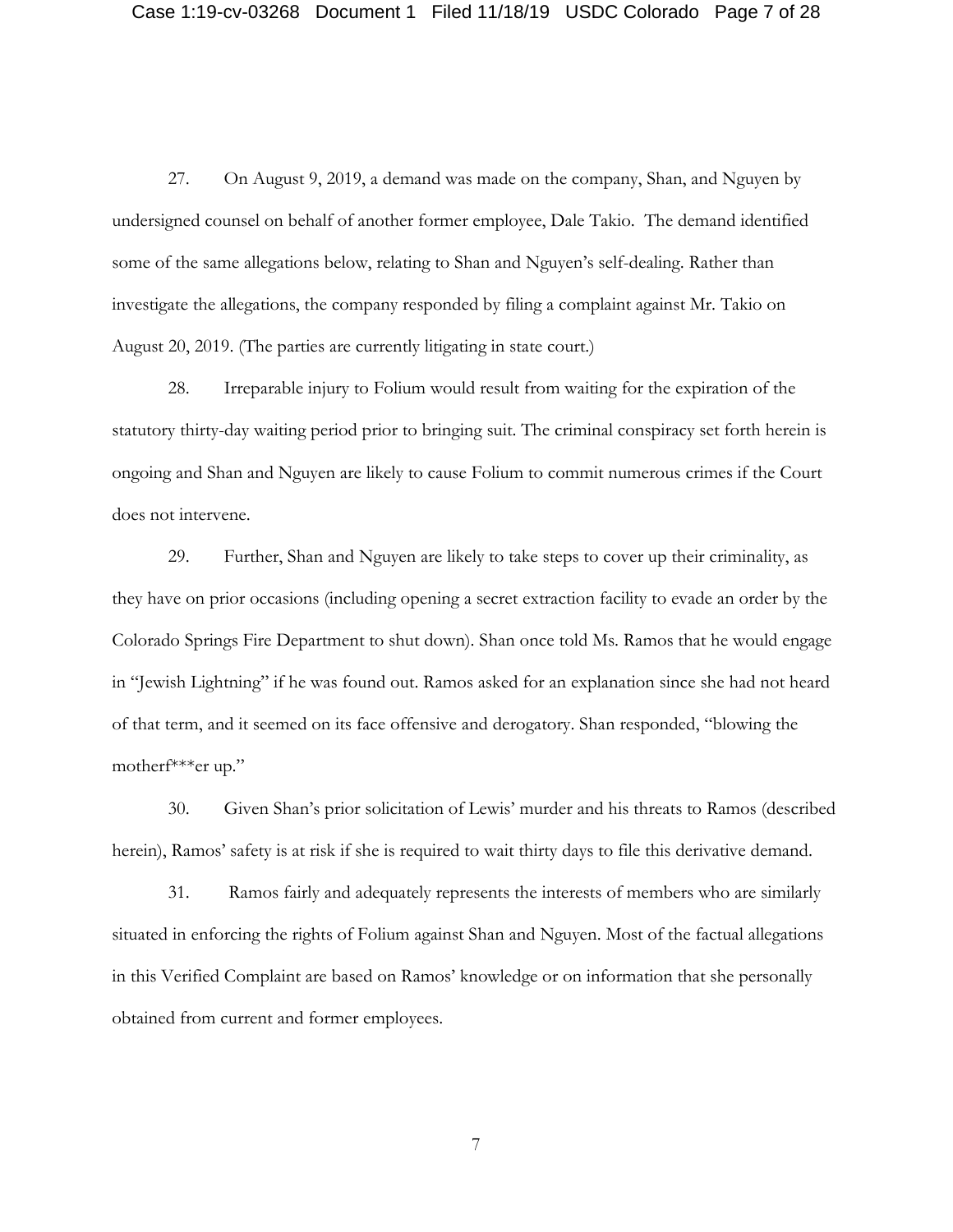27. On August 9, 2019, a demand was made on the company, Shan, and Nguyen by undersigned counsel on behalf of another former employee, Dale Takio. The demand identified some of the same allegations below, relating to Shan and Nguyen's self-dealing. Rather than investigate the allegations, the company responded by filing a complaint against Mr. Takio on August 20, 2019. (The parties are currently litigating in state court.)

28. Irreparable injury to Folium would result from waiting for the expiration of the statutory thirty-day waiting period prior to bringing suit. The criminal conspiracy set forth herein is ongoing and Shan and Nguyen are likely to cause Folium to commit numerous crimes if the Court does not intervene.

29. Further, Shan and Nguyen are likely to take steps to cover up their criminality, as they have on prior occasions (including opening a secret extraction facility to evade an order by the Colorado Springs Fire Department to shut down). Shan once told Ms. Ramos that he would engage in "Jewish Lightning" if he was found out. Ramos asked for an explanation since she had not heard of that term, and it seemed on its face offensive and derogatory. Shan responded, "blowing the motherf***er up."

30. Given Shan's prior solicitation of Lewis' murder and his threats to Ramos (described herein), Ramos' safety is at risk if she is required to wait thirty days to file this derivative demand.

31. Ramos fairly and adequately represents the interests of members who are similarly situated in enforcing the rights of Folium against Shan and Nguyen. Most of the factual allegations in this Verified Complaint are based on Ramos' knowledge or on information that she personally obtained from current and former employees.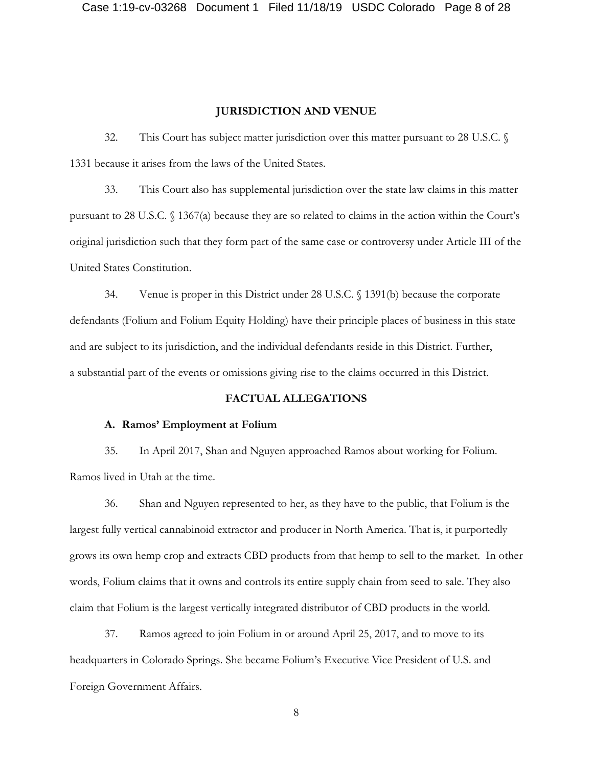## JURISDICTION AND VENUE

32. This Court has subject matter jurisdiction over this matter pursuant to 28 U.S.C. § 1331 because it arises from the laws of the United States.

33. This Court also has supplemental jurisdiction over the state law claims in this matter pursuant to 28 U.S.C. § 1367(a) because they are so related to claims in the action within the Court's original jurisdiction such that they form part of the same case or controversy under Article III of the United States Constitution.

34. Venue is proper in this District under 28 U.S.C. § 1391(b) because the corporate defendants (Folium and Folium Equity Holding) have their principle places of business in this state and are subject to its jurisdiction, and the individual defendants reside in this District. Further, a substantial part of the events or omissions giving rise to the claims occurred in this District.

## FACTUAL ALLEGATIONS

### A. Ramos' Employment at Folium

35. In April 2017, Shan and Nguyen approached Ramos about working for Folium. Ramos lived in Utah at the time.

36. Shan and Nguyen represented to her, as they have to the public, that Folium is the largest fully vertical cannabinoid extractor and producer in North America. That is, it purportedly grows its own hemp crop and extracts CBD products from that hemp to sell to the market. In other words, Folium claims that it owns and controls its entire supply chain from seed to sale. They also claim that Folium is the largest vertically integrated distributor of CBD products in the world.

37. Ramos agreed to join Folium in or around April 25, 2017, and to move to its headquarters in Colorado Springs. She became Folium's Executive Vice President of U.S. and Foreign Government Affairs.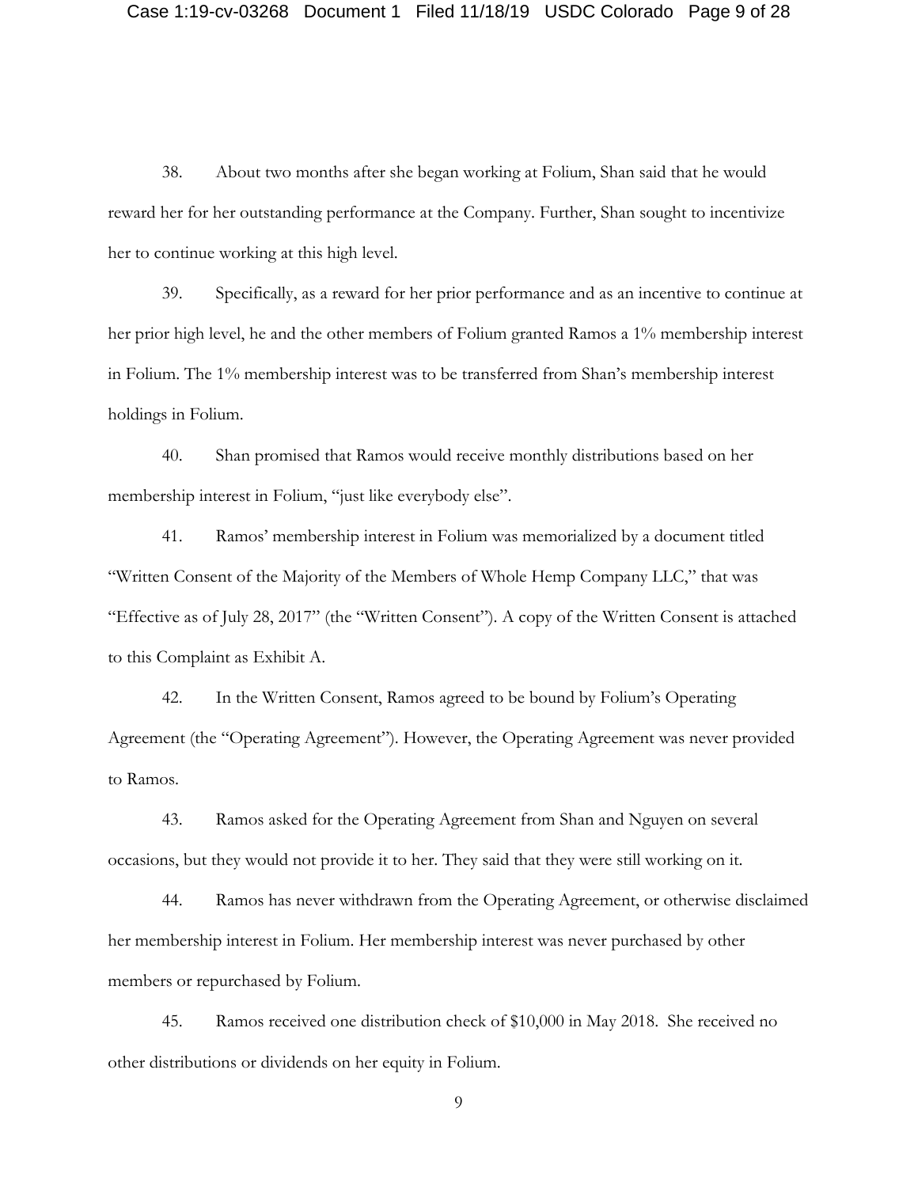38. About two months after she began working at Folium, Shan said that he would reward her for her outstanding performance at the Company. Further, Shan sought to incentivize her to continue working at this high level.

39. Specifically, as a reward for her prior performance and as an incentive to continue at her prior high level, he and the other members of Folium granted Ramos a 1% membership interest in Folium. The 1% membership interest was to be transferred from Shan's membership interest holdings in Folium.

40. Shan promised that Ramos would receive monthly distributions based on her membership interest in Folium, "just like everybody else".

41. Ramos' membership interest in Folium was memorialized by a document titled "Written Consent of the Majority of the Members of Whole Hemp Company LLC," that was "Effective as of July 28, 2017" (the "Written Consent"). A copy of the Written Consent is attached to this Complaint as Exhibit A.

42. In the Written Consent, Ramos agreed to be bound by Folium's Operating Agreement (the "Operating Agreement"). However, the Operating Agreement was never provided to Ramos.

43. Ramos asked for the Operating Agreement from Shan and Nguyen on several occasions, but they would not provide it to her. They said that they were still working on it.

44. Ramos has never withdrawn from the Operating Agreement, or otherwise disclaimed her membership interest in Folium. Her membership interest was never purchased by other members or repurchased by Folium.

45. Ramos received one distribution check of $10,000 in May 2018. She received no other distributions or dividends on her equity in Folium.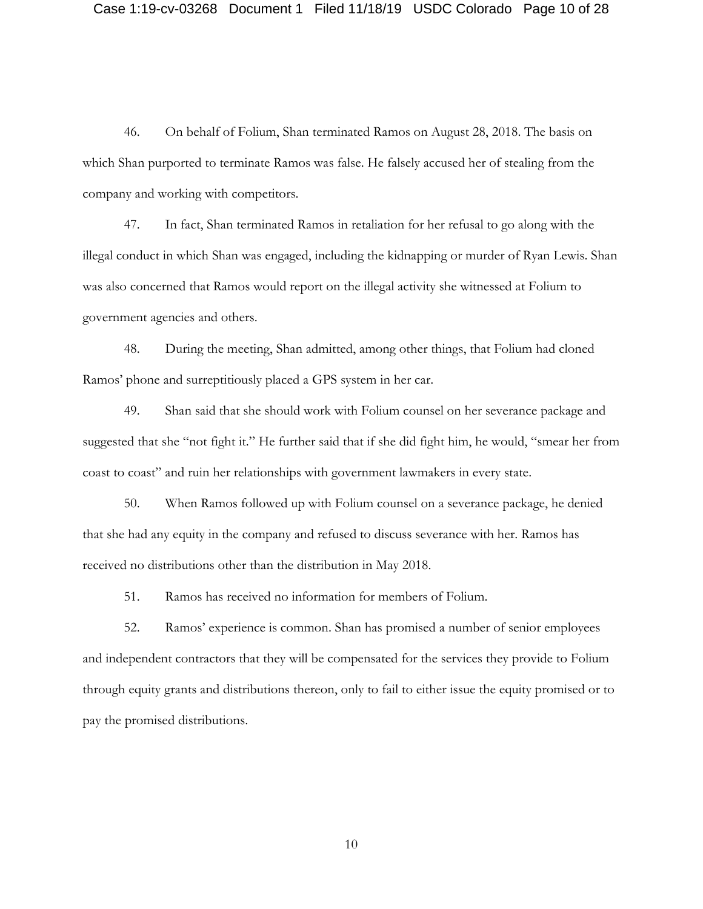46. On behalf of Folium, Shan terminated Ramos on August 28, 2018. The basis on which Shan purported to terminate Ramos was false. He falsely accused her of stealing from the company and working with competitors.

47. In fact, Shan terminated Ramos in retaliation for her refusal to go along with the illegal conduct in which Shan was engaged, including the kidnapping or murder of Ryan Lewis. Shan was also concerned that Ramos would report on the illegal activity she witnessed at Folium to government agencies and others.

48. During the meeting, Shan admitted, among other things, that Folium had cloned Ramos' phone and surreptitiously placed a GPS system in her car.

49. Shan said that she should work with Folium counsel on her severance package and suggested that she "not fight it." He further said that if she did fight him, he would, "smear her from coast to coast" and ruin her relationships with government lawmakers in every state.

50. When Ramos followed up with Folium counsel on a severance package, he denied that she had any equity in the company and refused to discuss severance with her. Ramos has received no distributions other than the distribution in May 2018.

51. Ramos has received no information for members of Folium.

52. Ramos' experience is common. Shan has promised a number of senior employees and independent contractors that they will be compensated for the services they provide to Folium through equity grants and distributions thereon, only to fail to either issue the equity promised or to pay the promised distributions.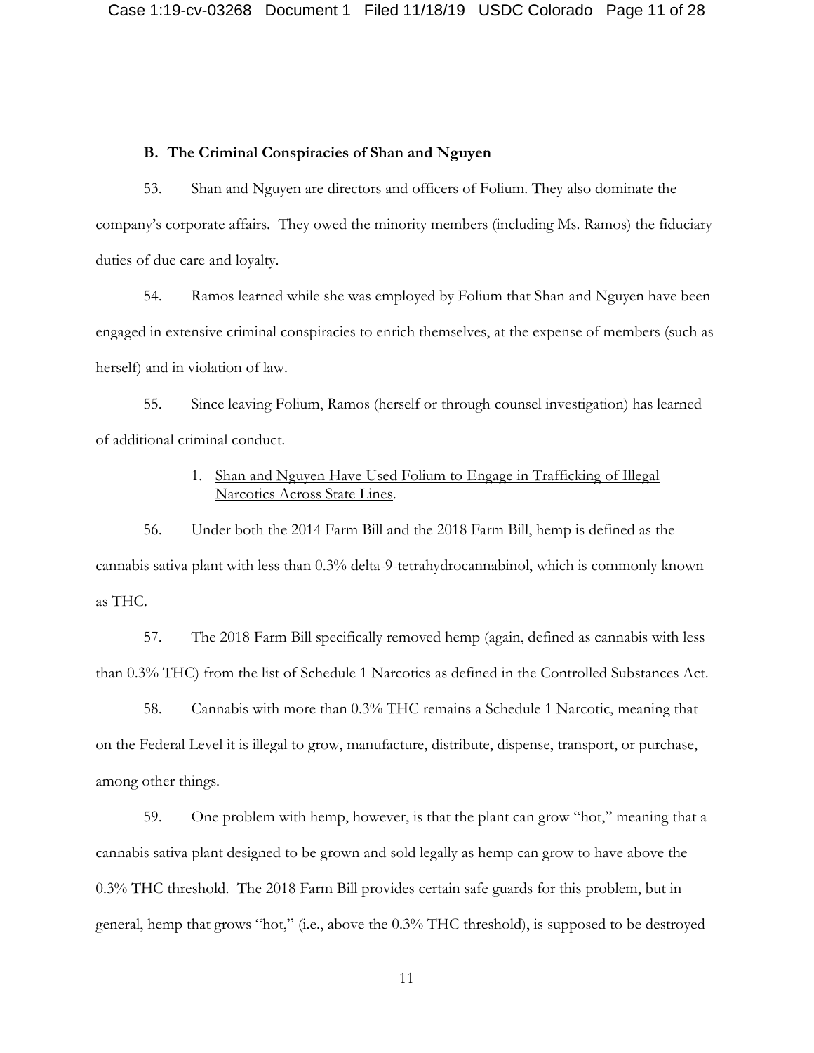### B. The Criminal Conspiracies of Shan and Nguyen

53. Shan and Nguyen are directors and officers of Folium. They also dominate the company's corporate affairs. They owed the minority members (including Ms. Ramos) the fiduciary duties of due care and loyalty.

54. Ramos learned while she was employed by Folium that Shan and Nguyen have been engaged in extensive criminal conspiracies to enrich themselves, at the expense of members (such as herself) and in violation of law.

55. Since leaving Folium, Ramos (herself or through counsel investigation) has learned of additional criminal conduct.

1. <u>Shan and Nguyen Have Used Folium to Engage in Trafficking of Illegal Narcotics Across State Lines</u>.

56. Under both the 2014 Farm Bill and the 2018 Farm Bill, hemp is defined as the cannabis sativa plant with less than 0.3% delta-9-tetrahydrocannabinol, which is commonly known as THC.

57. The 2018 Farm Bill specifically removed hemp (again, defined as cannabis with less than 0.3% THC) from the list of Schedule 1 Narcotics as defined in the Controlled Substances Act.

58. Cannabis with more than 0.3% THC remains a Schedule 1 Narcotic, meaning that on the Federal Level it is illegal to grow, manufacture, distribute, dispense, transport, or purchase, among other things.

59. One problem with hemp, however, is that the plant can grow "hot," meaning that a cannabis sativa plant designed to be grown and sold legally as hemp can grow to have above the 0.3% THC threshold. The 2018 Farm Bill provides certain safe guards for this problem, but in general, hemp that grows "hot," (i.e., above the 0.3% THC threshold), is supposed to be destroyed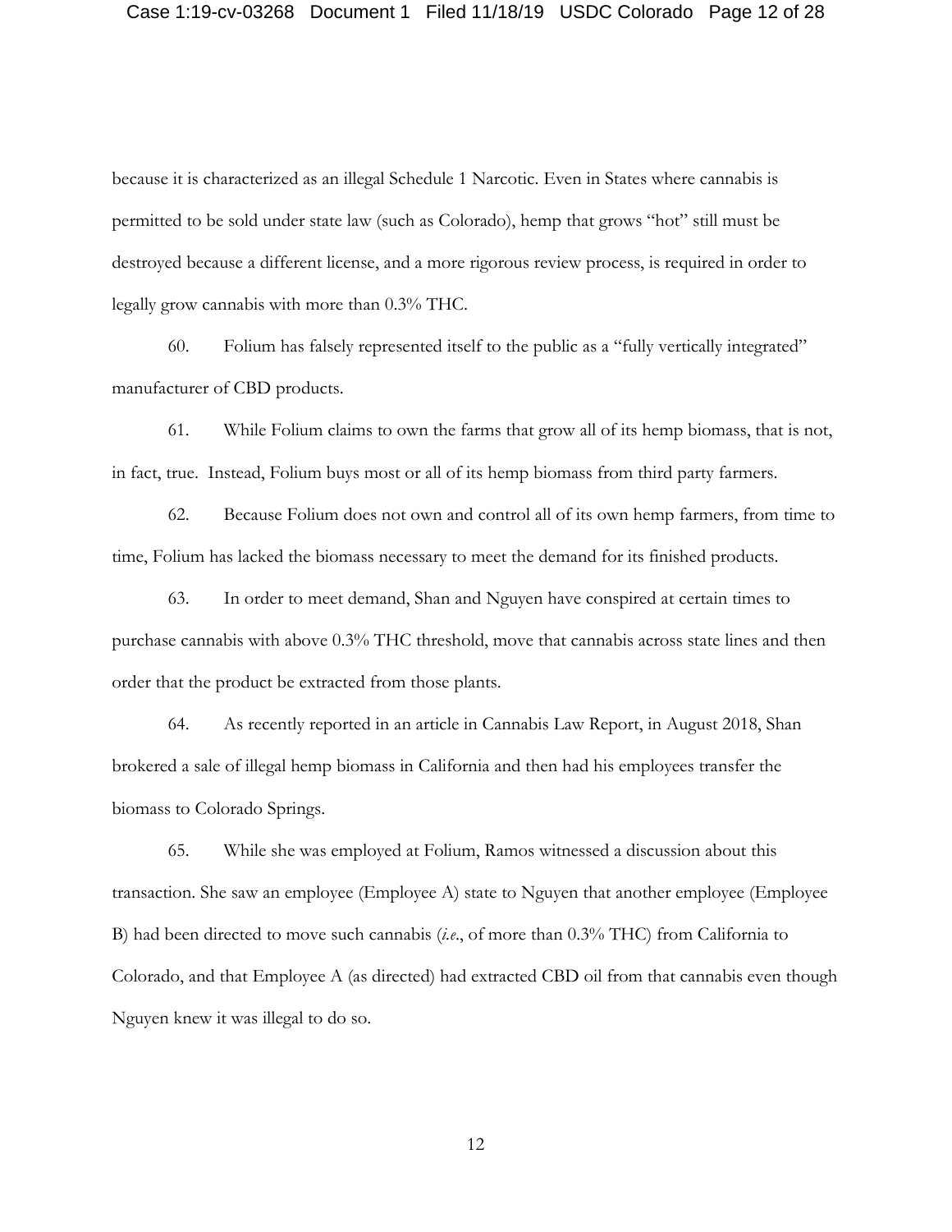because it is characterized as an illegal Schedule 1 Narcotic. Even in States where cannabis is permitted to be sold under state law (such as Colorado), hemp that grows "hot" still must be destroyed because a different license, and a more rigorous review process, is required in order to legally grow cannabis with more than 0.3% THC.

60. Folium has falsely represented itself to the public as a "fully vertically integrated" manufacturer of CBD products.

61. While Folium claims to own the farms that grow all of its hemp biomass, that is not, in fact, true. Instead, Folium buys most or all of its hemp biomass from third party farmers.

62. Because Folium does not own and control all of its own hemp farmers, from time to time, Folium has lacked the biomass necessary to meet the demand for its finished products.

63. In order to meet demand, Shan and Nguyen have conspired at certain times to purchase cannabis with above 0.3% THC threshold, move that cannabis across state lines and then order that the product be extracted from those plants.

64. As recently reported in an article in Cannabis Law Report, in August 2018, Shan brokered a sale of illegal hemp biomass in California and then had his employees transfer the biomass to Colorado Springs.

65. While she was employed at Folium, Ramos witnessed a discussion about this transaction. She saw an employee (Employee A) state to Nguyen that another employee (Employee B) had been directed to move such cannabis (*i.e.*, of more than 0.3% THC) from California to Colorado, and that Employee A (as directed) had extracted CBD oil from that cannabis even though Nguyen knew it was illegal to do so.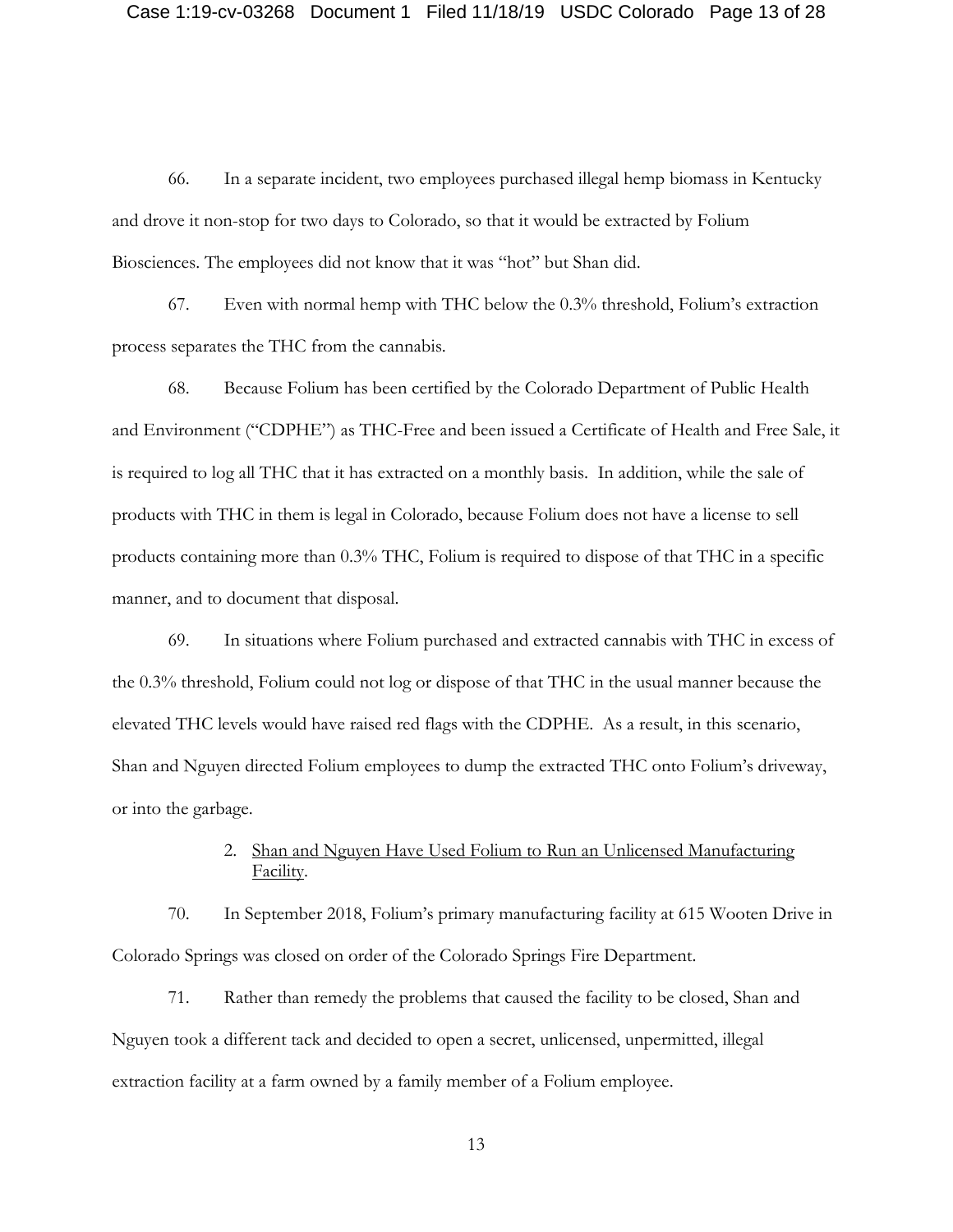66. In a separate incident, two employees purchased illegal hemp biomass in Kentucky and drove it non-stop for two days to Colorado, so that it would be extracted by Folium Biosciences. The employees did not know that it was "hot" but Shan did.

67. Even with normal hemp with THC below the 0.3% threshold, Folium's extraction process separates the THC from the cannabis.

68. Because Folium has been certified by the Colorado Department of Public Health and Environment ("CDPHE") as THC-Free and been issued a Certificate of Health and Free Sale, it is required to log all THC that it has extracted on a monthly basis. In addition, while the sale of products with THC in them is legal in Colorado, because Folium does not have a license to sell products containing more than 0.3% THC, Folium is required to dispose of that THC in a specific manner, and to document that disposal.

69. In situations where Folium purchased and extracted cannabis with THC in excess of the 0.3% threshold, Folium could not log or dispose of that THC in the usual manner because the elevated THC levels would have raised red flags with the CDPHE. As a result, in this scenario, Shan and Nguyen directed Folium employees to dump the extracted THC onto Folium's driveway, or into the garbage.

2. Shan and Nguyen Have Used Folium to Run an Unlicensed Manufacturing Facility.

70. In September 2018, Folium's primary manufacturing facility at 615 Wooten Drive in Colorado Springs was closed on order of the Colorado Springs Fire Department.

71. Rather than remedy the problems that caused the facility to be closed, Shan and Nguyen took a different tack and decided to open a secret, unlicensed, unpermitted, illegal extraction facility at a farm owned by a family member of a Folium employee.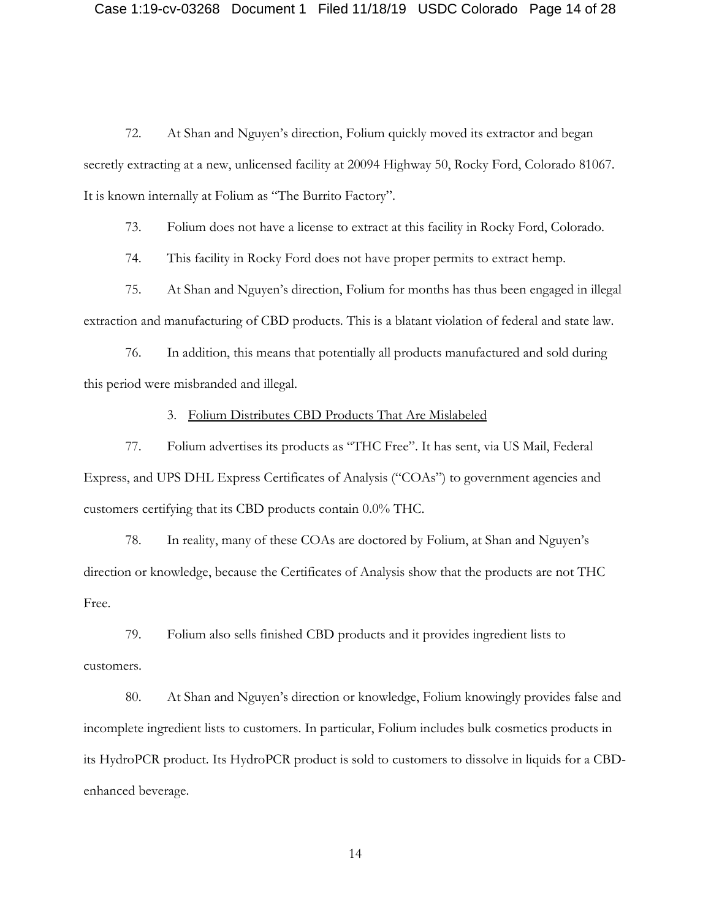72. At Shan and Nguyen's direction, Folium quickly moved its extractor and began secretly extracting at a new, unlicensed facility at 20094 Highway 50, Rocky Ford, Colorado 81067. It is known internally at Folium as "The Burrito Factory".

73. Folium does not have a license to extract at this facility in Rocky Ford, Colorado.

74. This facility in Rocky Ford does not have proper permits to extract hemp.

75. At Shan and Nguyen's direction, Folium for months has thus been engaged in illegal extraction and manufacturing of CBD products. This is a blatant violation of federal and state law.

76. In addition, this means that potentially all products manufactured and sold during this period were misbranded and illegal.

3. <u>Folium Distributes CBD Products That Are Mislabeled</u>

77. Folium advertises its products as "THC Free". It has sent, via US Mail, Federal Express, and UPS DHL Express Certificates of Analysis ("COAs") to government agencies and customers certifying that its CBD products contain 0.0% THC.

78. In reality, many of these COAs are doctored by Folium, at Shan and Nguyen's direction or knowledge, because the Certificates of Analysis show that the products are not THC Free.

79. Folium also sells finished CBD products and it provides ingredient lists to customers.

80. At Shan and Nguyen's direction or knowledge, Folium knowingly provides false and incomplete ingredient lists to customers. In particular, Folium includes bulk cosmetics products in its HydroPCR product. Its HydroPCR product is sold to customers to dissolve in liquids for a CBD-enhanced beverage.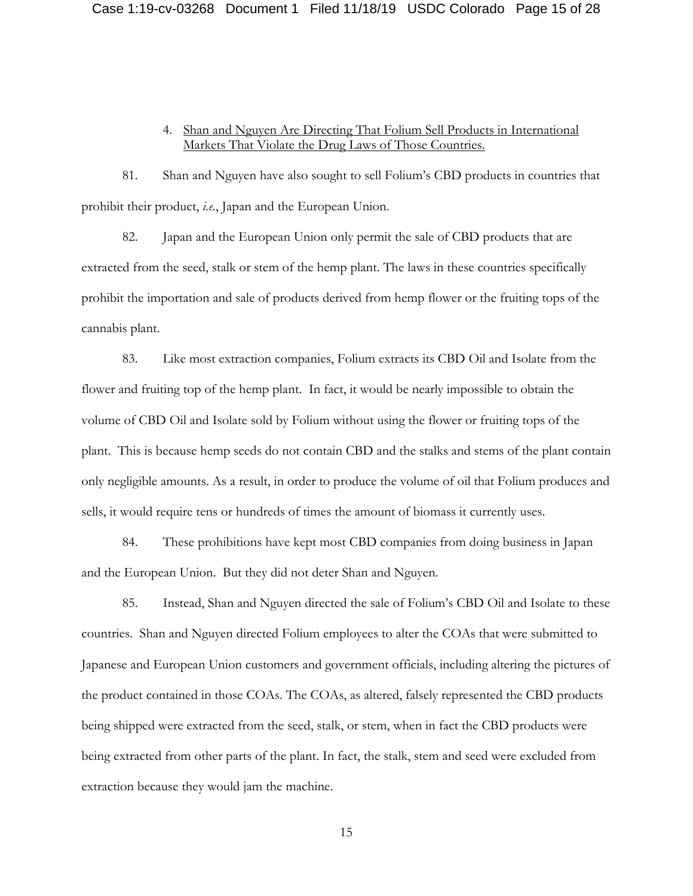4. Shan and Nguyen Are Directing That Folium Sell Products in International Markets That Violate the Drug Laws of Those Countries.

81. Shan and Nguyen have also sought to sell Folium's CBD products in countries that prohibit their product, *i.e.*, Japan and the European Union.

82. Japan and the European Union only permit the sale of CBD products that are extracted from the seed, stalk or stem of the hemp plant. The laws in these countries specifically prohibit the importation and sale of products derived from hemp flower or the fruiting tops of the cannabis plant.

83. Like most extraction companies, Folium extracts its CBD Oil and Isolate from the flower and fruiting top of the hemp plant. In fact, it would be nearly impossible to obtain the volume of CBD Oil and Isolate sold by Folium without using the flower or fruiting tops of the plant. This is because hemp seeds do not contain CBD and the stalks and stems of the plant contain only negligible amounts. As a result, in order to produce the volume of oil that Folium produces and sells, it would require tens or hundreds of times the amount of biomass it currently uses.

84. These prohibitions have kept most CBD companies from doing business in Japan and the European Union. But they did not deter Shan and Nguyen.

85. Instead, Shan and Nguyen directed the sale of Folium's CBD Oil and Isolate to these countries. Shan and Nguyen directed Folium employees to alter the COAs that were submitted to Japanese and European Union customers and government officials, including altering the pictures of the product contained in those COAs. The COAs, as altered, falsely represented the CBD products being shipped were extracted from the seed, stalk, or stem, when in fact the CBD products were being extracted from other parts of the plant. In fact, the stalk, stem and seed were excluded from extraction because they would jam the machine.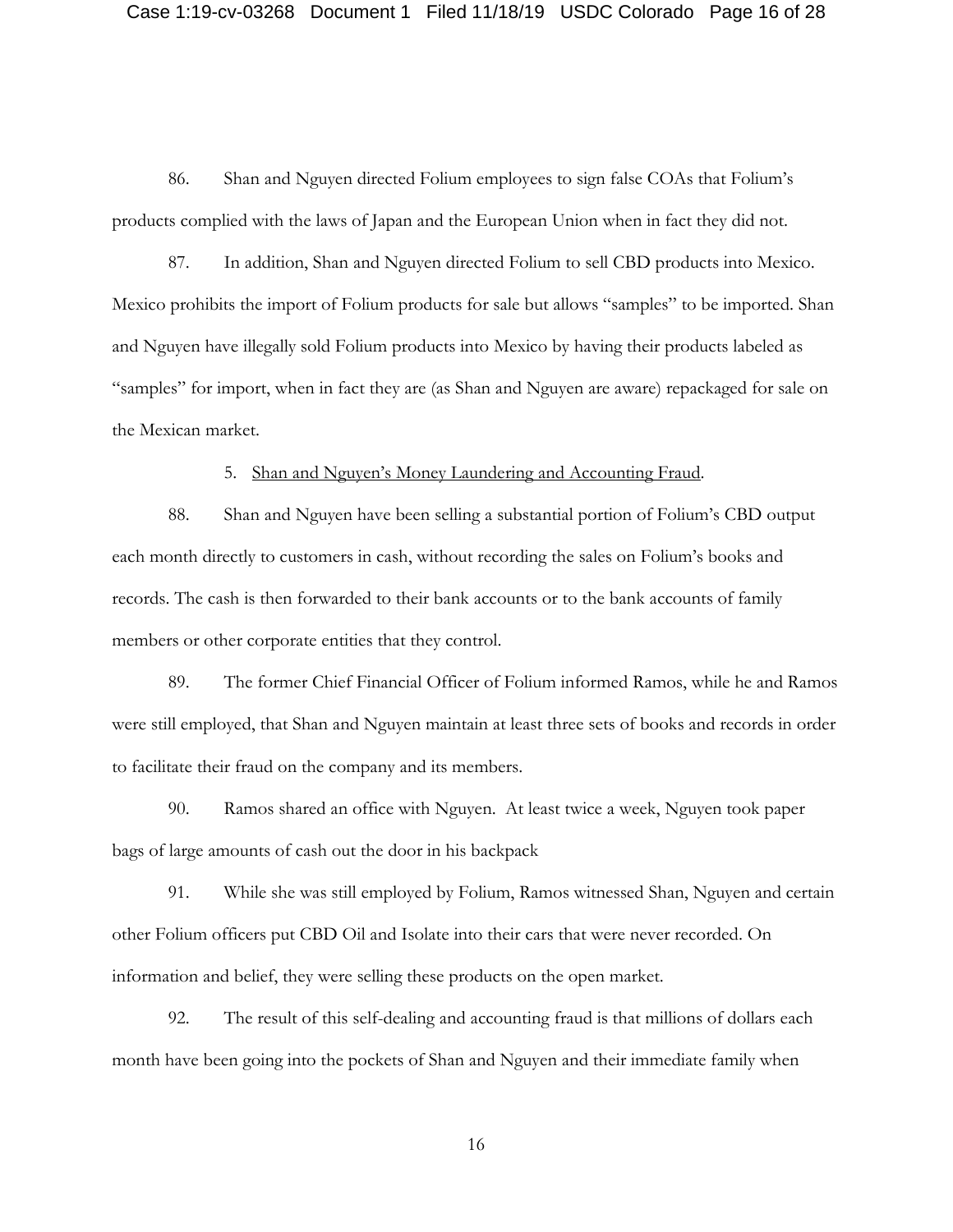86. Shan and Nguyen directed Folium employees to sign false COAs that Folium's products complied with the laws of Japan and the European Union when in fact they did not.

87. In addition, Shan and Nguyen directed Folium to sell CBD products into Mexico. Mexico prohibits the import of Folium products for sale but allows "samples" to be imported. Shan and Nguyen have illegally sold Folium products into Mexico by having their products labeled as "samples" for import, when in fact they are (as Shan and Nguyen are aware) repackaged for sale on the Mexican market.

5. <u>Shan and Nguyen's Money Laundering and Accounting Fraud</u>.

88. Shan and Nguyen have been selling a substantial portion of Folium's CBD output each month directly to customers in cash, without recording the sales on Folium's books and records. The cash is then forwarded to their bank accounts or to the bank accounts of family members or other corporate entities that they control.

89. The former Chief Financial Officer of Folium informed Ramos, while he and Ramos were still employed, that Shan and Nguyen maintain at least three sets of books and records in order to facilitate their fraud on the company and its members.

90. Ramos shared an office with Nguyen. At least twice a week, Nguyen took paper bags of large amounts of cash out the door in his backpack

91. While she was still employed by Folium, Ramos witnessed Shan, Nguyen and certain other Folium officers put CBD Oil and Isolate into their cars that were never recorded. On information and belief, they were selling these products on the open market.

92. The result of this self-dealing and accounting fraud is that millions of dollars each month have been going into the pockets of Shan and Nguyen and their immediate family when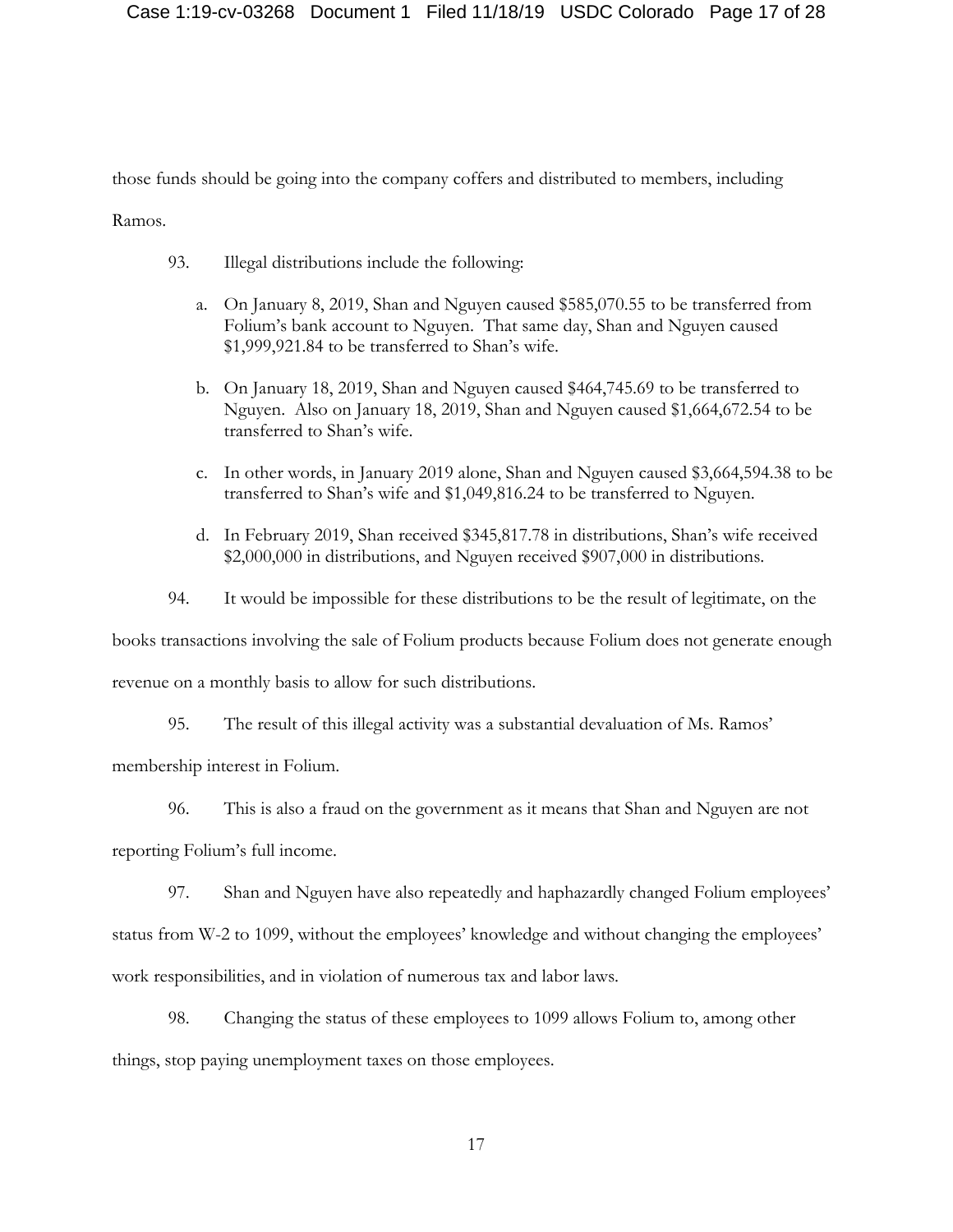those funds should be going into the company coffers and distributed to members, including Ramos.

93. Illegal distributions include the following:

a. On January 8, 2019, Shan and Nguyen caused $585,070.55 to be transferred from Folium's bank account to Nguyen. That same day, Shan and Nguyen caused $1,999,921.84 to be transferred to Shan's wife.

b. On January 18, 2019, Shan and Nguyen caused $464,745.69 to be transferred to Nguyen. Also on January 18, 2019, Shan and Nguyen caused $1,664,672.54 to be transferred to Shan's wife.

c. In other words, in January 2019 alone, Shan and Nguyen caused $3,664,594.38 to be transferred to Shan's wife and $1,049,816.24 to be transferred to Nguyen.

d. In February 2019, Shan received $345,817.78 in distributions, Shan's wife received $2,000,000 in distributions, and Nguyen received $907,000 in distributions.

94. It would be impossible for these distributions to be the result of legitimate, on the books transactions involving the sale of Folium products because Folium does not generate enough revenue on a monthly basis to allow for such distributions.

95. The result of this illegal activity was a substantial devaluation of Ms. Ramos' membership interest in Folium.

96. This is also a fraud on the government as it means that Shan and Nguyen are not reporting Folium's full income.

97. Shan and Nguyen have also repeatedly and haphazardly changed Folium employees' status from W-2 to 1099, without the employees' knowledge and without changing the employees' work responsibilities, and in violation of numerous tax and labor laws.

98. Changing the status of these employees to 1099 allows Folium to, among other things, stop paying unemployment taxes on those employees.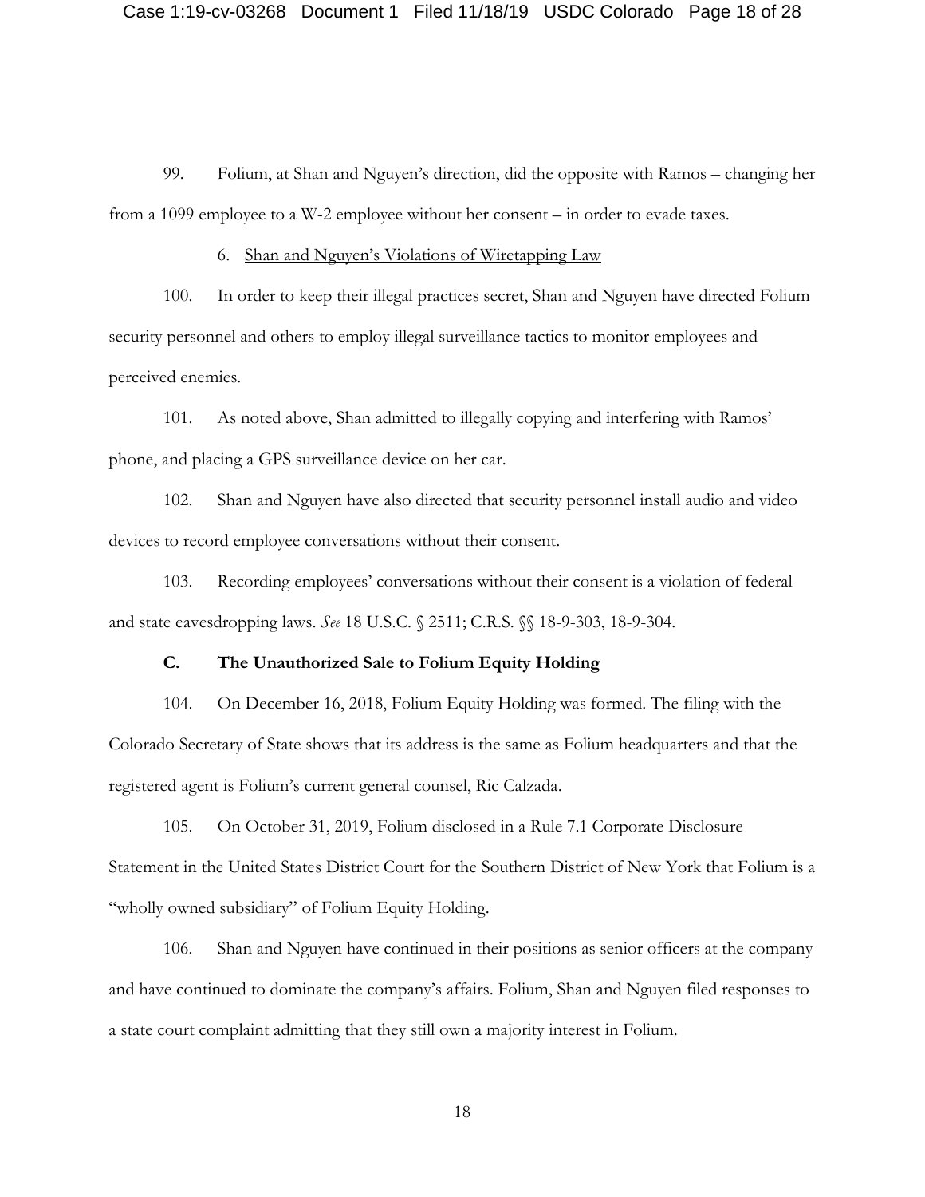99. Folium, at Shan and Nguyen's direction, did the opposite with Ramos – changing her from a 1099 employee to a W-2 employee without her consent – in order to evade taxes.

6. Shan and Nguyen's Violations of Wiretapping Law

100. In order to keep their illegal practices secret, Shan and Nguyen have directed Folium security personnel and others to employ illegal surveillance tactics to monitor employees and perceived enemies.

101. As noted above, Shan admitted to illegally copying and interfering with Ramos' phone, and placing a GPS surveillance device on her car.

102. Shan and Nguyen have also directed that security personnel install audio and video devices to record employee conversations without their consent.

103. Recording employees' conversations without their consent is a violation of federal and state eavesdropping laws. *See* 18 U.S.C. § 2511; C.R.S. §§ 18-9-303, 18-9-304.

### C. The Unauthorized Sale to Folium Equity Holding

104. On December 16, 2018, Folium Equity Holding was formed. The filing with the Colorado Secretary of State shows that its address is the same as Folium headquarters and that the registered agent is Folium's current general counsel, Ric Calzada.

105. On October 31, 2019, Folium disclosed in a Rule 7.1 Corporate Disclosure Statement in the United States District Court for the Southern District of New York that Folium is a "wholly owned subsidiary" of Folium Equity Holding.

106. Shan and Nguyen have continued in their positions as senior officers at the company and have continued to dominate the company's affairs. Folium, Shan and Nguyen filed responses to a state court complaint admitting that they still own a majority interest in Folium.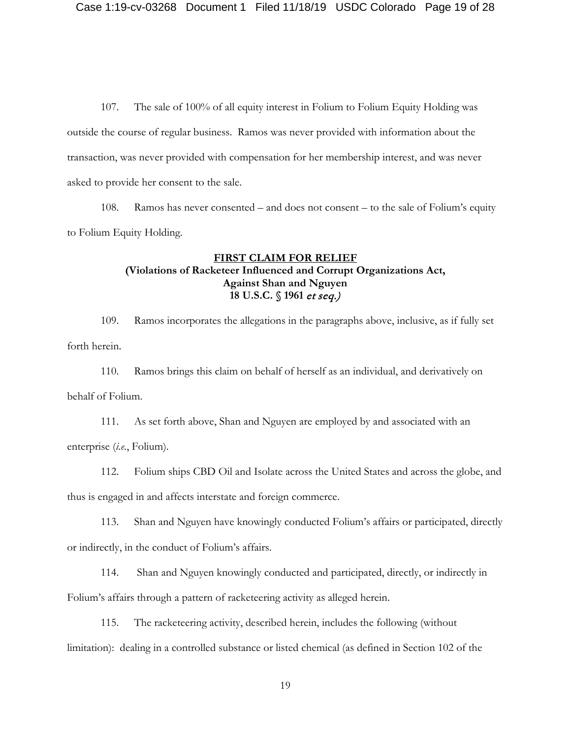107. The sale of 100% of all equity interest in Folium to Folium Equity Holding was outside the course of regular business. Ramos was never provided with information about the transaction, was never provided with compensation for her membership interest, and was never asked to provide her consent to the sale.

108. Ramos has never consented – and does not consent – to the sale of Folium's equity to Folium Equity Holding.

**FIRST CLAIM FOR RELIEF**
**(Violations of Racketeer Influenced and Corrupt Organizations Act, Against Shan and Nguyen 18 U.S.C. § 1961 *et seq.*)**

109. Ramos incorporates the allegations in the paragraphs above, inclusive, as if fully set forth herein.

110. Ramos brings this claim on behalf of herself as an individual, and derivatively on behalf of Folium.

111. As set forth above, Shan and Nguyen are employed by and associated with an enterprise (*i.e.*, Folium).

112. Folium ships CBD Oil and Isolate across the United States and across the globe, and thus is engaged in and affects interstate and foreign commerce.

113. Shan and Nguyen have knowingly conducted Folium's affairs or participated, directly or indirectly, in the conduct of Folium's affairs.

114. Shan and Nguyen knowingly conducted and participated, directly, or indirectly in Folium's affairs through a pattern of racketeering activity as alleged herein.

115. The racketeering activity, described herein, includes the following (without limitation): dealing in a controlled substance or listed chemical (as defined in Section 102 of the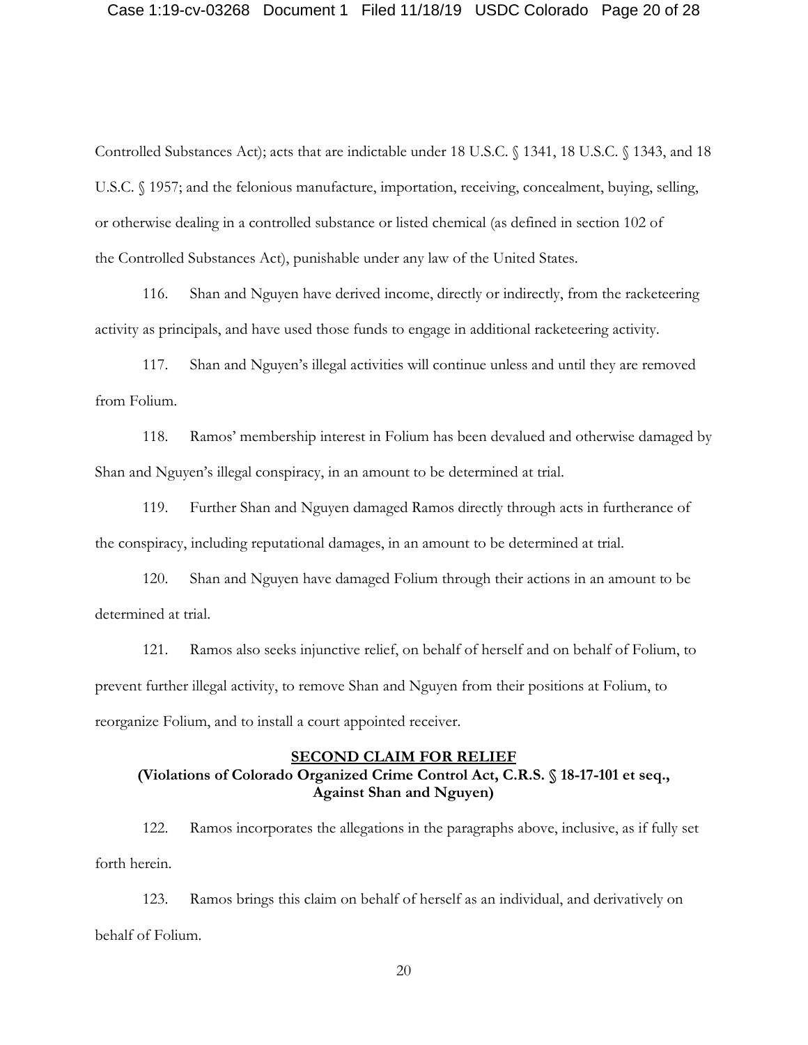Controlled Substances Act); acts that are indictable under 18 U.S.C. § 1341, 18 U.S.C. § 1343, and 18 U.S.C. § 1957; and the felonious manufacture, importation, receiving, concealment, buying, selling, or otherwise dealing in a controlled substance or listed chemical (as defined in section 102 of the Controlled Substances Act), punishable under any law of the United States.

116. Shan and Nguyen have derived income, directly or indirectly, from the racketeering activity as principals, and have used those funds to engage in additional racketeering activity.

117. Shan and Nguyen's illegal activities will continue unless and until they are removed from Folium.

118. Ramos' membership interest in Folium has been devalued and otherwise damaged by Shan and Nguyen's illegal conspiracy, in an amount to be determined at trial.

119. Further Shan and Nguyen damaged Ramos directly through acts in furtherance of the conspiracy, including reputational damages, in an amount to be determined at trial.

120. Shan and Nguyen have damaged Folium through their actions in an amount to be determined at trial.

121. Ramos also seeks injunctive relief, on behalf of herself and on behalf of Folium, to prevent further illegal activity, to remove Shan and Nguyen from their positions at Folium, to reorganize Folium, and to install a court appointed receiver.

## <u>SECOND CLAIM FOR RELIEF</u>

**(Violations of Colorado Organized Crime Control Act, C.R.S. § 18-17-101 et seq., Against Shan and Nguyen)**

122. Ramos incorporates the allegations in the paragraphs above, inclusive, as if fully set forth herein.

123. Ramos brings this claim on behalf of herself as an individual, and derivatively on behalf of Folium.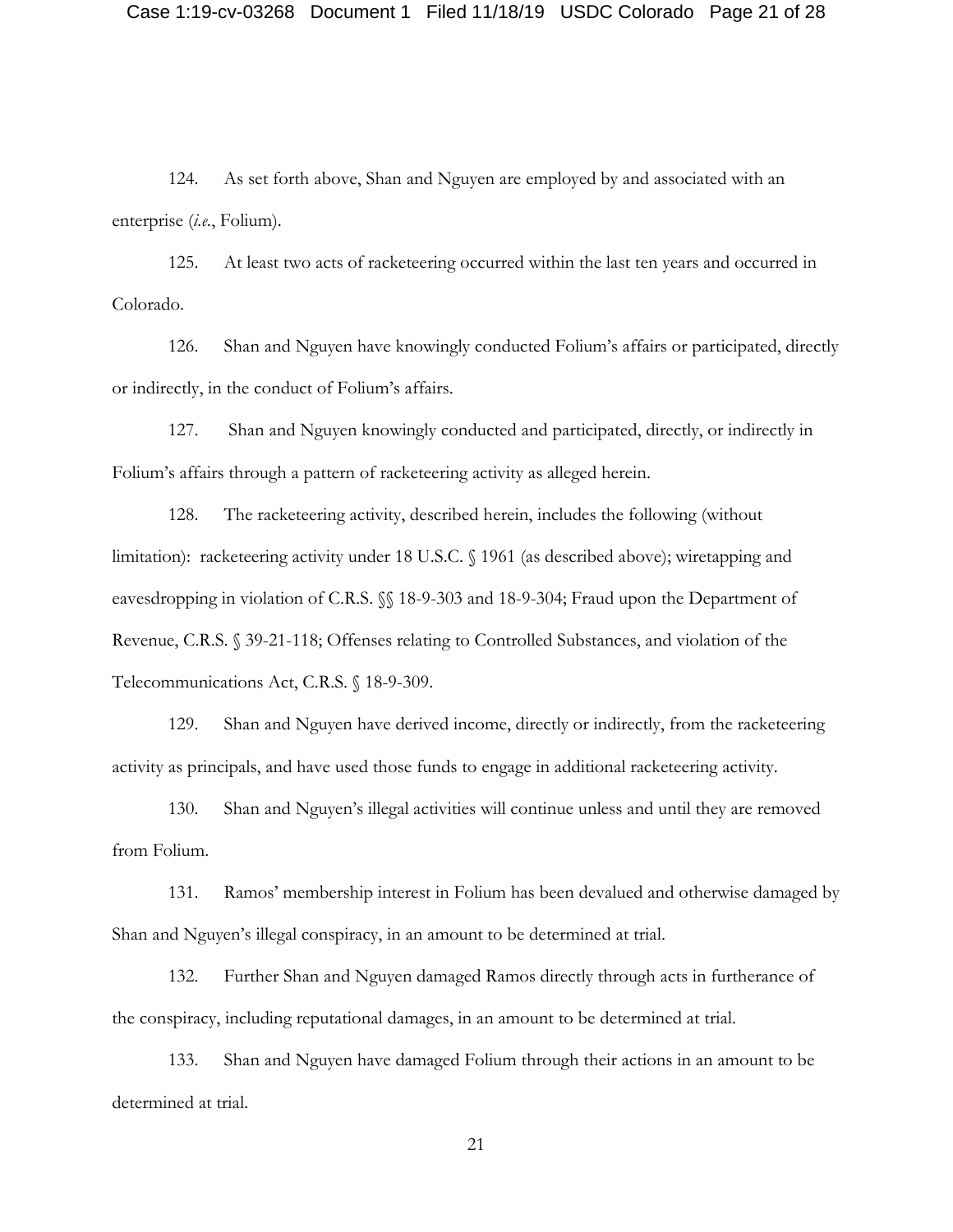124. As set forth above, Shan and Nguyen are employed by and associated with an enterprise (*i.e.*, Folium).

125. At least two acts of racketeering occurred within the last ten years and occurred in Colorado.

126. Shan and Nguyen have knowingly conducted Folium's affairs or participated, directly or indirectly, in the conduct of Folium's affairs.

127. Shan and Nguyen knowingly conducted and participated, directly, or indirectly in Folium's affairs through a pattern of racketeering activity as alleged herein.

128. The racketeering activity, described herein, includes the following (without limitation): racketeering activity under 18 U.S.C. § 1961 (as described above); wiretapping and eavesdropping in violation of C.R.S. §§ 18-9-303 and 18-9-304; Fraud upon the Department of Revenue, C.R.S. § 39-21-118; Offenses relating to Controlled Substances, and violation of the Telecommunications Act, C.R.S. § 18-9-309.

129. Shan and Nguyen have derived income, directly or indirectly, from the racketeering activity as principals, and have used those funds to engage in additional racketeering activity.

130. Shan and Nguyen's illegal activities will continue unless and until they are removed from Folium.

131. Ramos' membership interest in Folium has been devalued and otherwise damaged by Shan and Nguyen's illegal conspiracy, in an amount to be determined at trial.

132. Further Shan and Nguyen damaged Ramos directly through acts in furtherance of the conspiracy, including reputational damages, in an amount to be determined at trial.

133. Shan and Nguyen have damaged Folium through their actions in an amount to be determined at trial.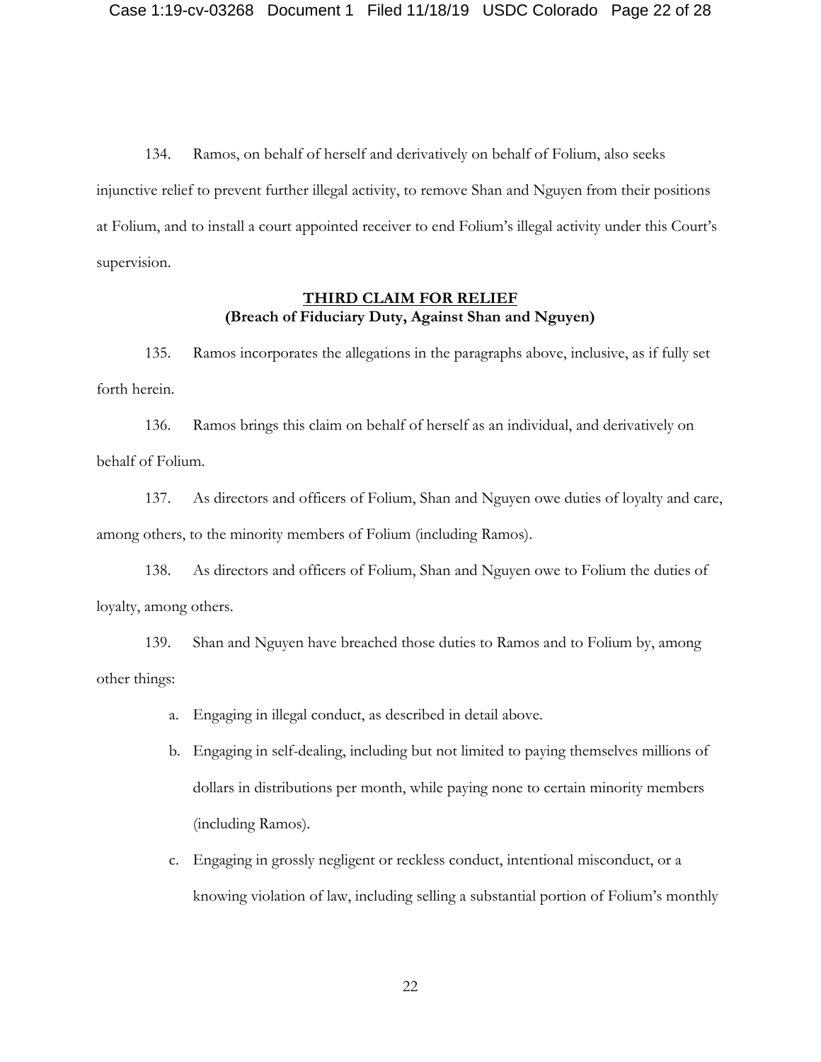134. Ramos, on behalf of herself and derivatively on behalf of Folium, also seeks injunctive relief to prevent further illegal activity, to remove Shan and Nguyen from their positions at Folium, and to install a court appointed receiver to end Folium's illegal activity under this Court's supervision.

## THIRD CLAIM FOR RELIEF
**(Breach of Fiduciary Duty, Against Shan and Nguyen)**

135. Ramos incorporates the allegations in the paragraphs above, inclusive, as if fully set forth herein.

136. Ramos brings this claim on behalf of herself as an individual, and derivatively on behalf of Folium.

137. As directors and officers of Folium, Shan and Nguyen owe duties of loyalty and care, among others, to the minority members of Folium (including Ramos).

138. As directors and officers of Folium, Shan and Nguyen owe to Folium the duties of loyalty, among others.

139. Shan and Nguyen have breached those duties to Ramos and to Folium by, among other things:

a. Engaging in illegal conduct, as described in detail above.

b. Engaging in self-dealing, including but not limited to paying themselves millions of dollars in distributions per month, while paying none to certain minority members (including Ramos).

c. Engaging in grossly negligent or reckless conduct, intentional misconduct, or a knowing violation of law, including selling a substantial portion of Folium's monthly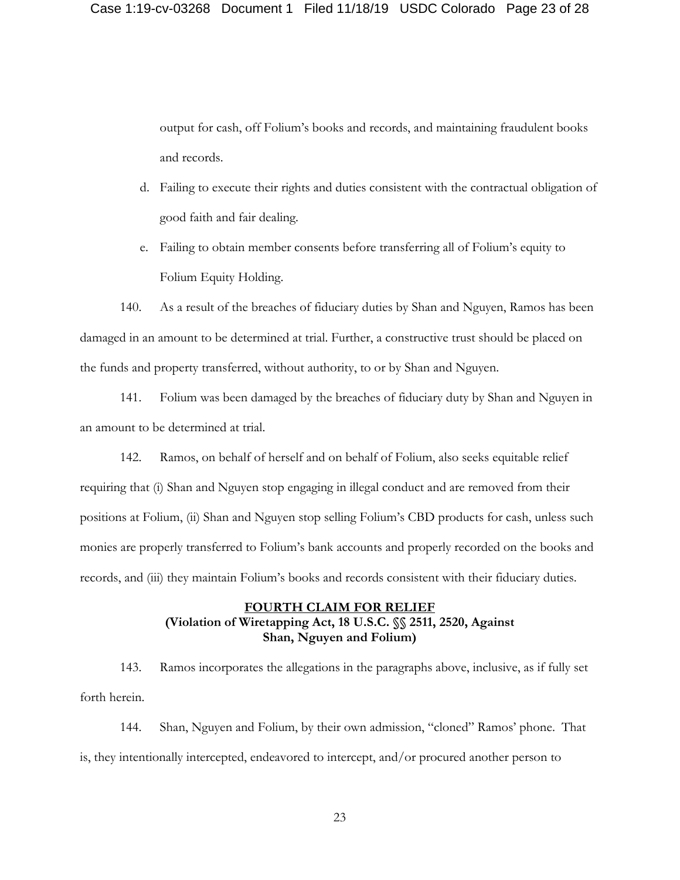output for cash, off Folium's books and records, and maintaining fraudulent books and records.

d. Failing to execute their rights and duties consistent with the contractual obligation of good faith and fair dealing.

e. Failing to obtain member consents before transferring all of Folium's equity to Folium Equity Holding.

140. As a result of the breaches of fiduciary duties by Shan and Nguyen, Ramos has been damaged in an amount to be determined at trial. Further, a constructive trust should be placed on the funds and property transferred, without authority, to or by Shan and Nguyen.

141. Folium was been damaged by the breaches of fiduciary duty by Shan and Nguyen in an amount to be determined at trial.

142. Ramos, on behalf of herself and on behalf of Folium, also seeks equitable relief requiring that (i) Shan and Nguyen stop engaging in illegal conduct and are removed from their positions at Folium, (ii) Shan and Nguyen stop selling Folium's CBD products for cash, unless such monies are properly transferred to Folium's bank accounts and properly recorded on the books and records, and (iii) they maintain Folium's books and records consistent with their fiduciary duties.

**FOURTH CLAIM FOR RELIEF**
**(Violation of Wiretapping Act, 18 U.S.C. §§ 2511, 2520, Against Shan, Nguyen and Folium)**

143. Ramos incorporates the allegations in the paragraphs above, inclusive, as if fully set forth herein.

144. Shan, Nguyen and Folium, by their own admission, "cloned" Ramos' phone. That is, they intentionally intercepted, endeavored to intercept, and/or procured another person to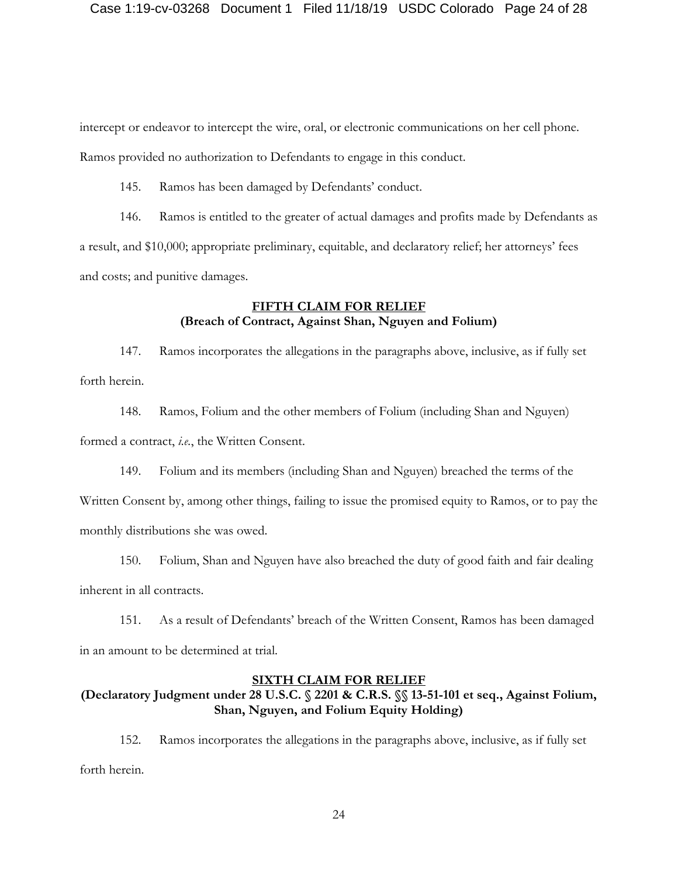intercept or endeavor to intercept the wire, oral, or electronic communications on her cell phone. Ramos provided no authorization to Defendants to engage in this conduct.

145. Ramos has been damaged by Defendants' conduct.

146. Ramos is entitled to the greater of actual damages and profits made by Defendants as a result, and $10,000; appropriate preliminary, equitable, and declaratory relief; her attorneys' fees and costs; and punitive damages.

**FIFTH CLAIM FOR RELIEF**
**(Breach of Contract, Against Shan, Nguyen and Folium)**

147. Ramos incorporates the allegations in the paragraphs above, inclusive, as if fully set forth herein.

148. Ramos, Folium and the other members of Folium (including Shan and Nguyen) formed a contract, *i.e.*, the Written Consent.

149. Folium and its members (including Shan and Nguyen) breached the terms of the Written Consent by, among other things, failing to issue the promised equity to Ramos, or to pay the monthly distributions she was owed.

150. Folium, Shan and Nguyen have also breached the duty of good faith and fair dealing inherent in all contracts.

151. As a result of Defendants' breach of the Written Consent, Ramos has been damaged in an amount to be determined at trial.

**SIXTH CLAIM FOR RELIEF**
**(Declaratory Judgment under 28 U.S.C. § 2201 & C.R.S. §§ 13-51-101 et seq., Against Folium, Shan, Nguyen, and Folium Equity Holding)**

152. Ramos incorporates the allegations in the paragraphs above, inclusive, as if fully set forth herein.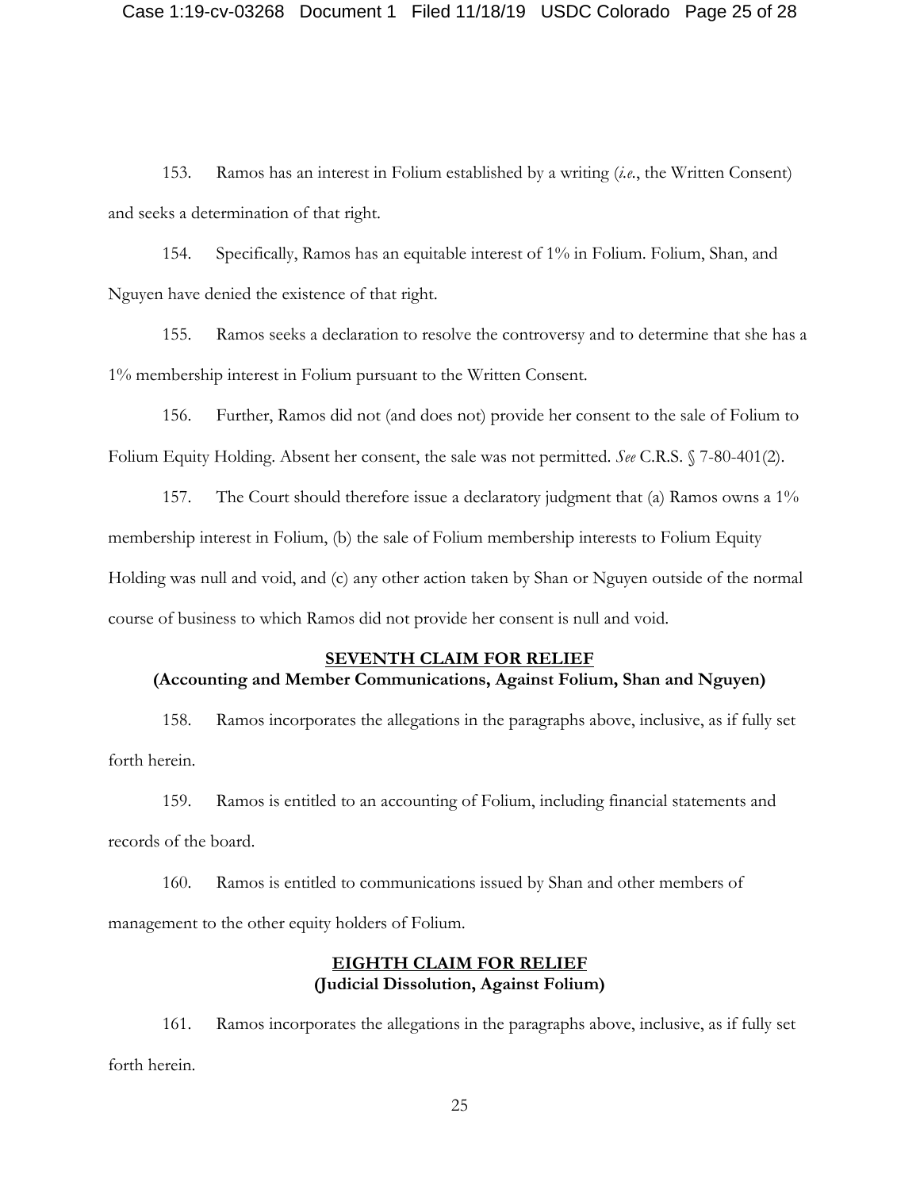153. Ramos has an interest in Folium established by a writing (*i.e.*, the Written Consent) and seeks a determination of that right.

154. Specifically, Ramos has an equitable interest of 1% in Folium. Folium, Shan, and Nguyen have denied the existence of that right.

155. Ramos seeks a declaration to resolve the controversy and to determine that she has a 1% membership interest in Folium pursuant to the Written Consent.

156. Further, Ramos did not (and does not) provide her consent to the sale of Folium to Folium Equity Holding. Absent her consent, the sale was not permitted. *See* C.R.S. § 7-80-401(2).

157. The Court should therefore issue a declaratory judgment that (a) Ramos owns a 1% membership interest in Folium, (b) the sale of Folium membership interests to Folium Equity Holding was null and void, and (c) any other action taken by Shan or Nguyen outside of the normal course of business to which Ramos did not provide her consent is null and void.

## SEVENTH CLAIM FOR RELIEF
### (Accounting and Member Communications, Against Folium, Shan and Nguyen)

158. Ramos incorporates the allegations in the paragraphs above, inclusive, as if fully set forth herein.

159. Ramos is entitled to an accounting of Folium, including financial statements and records of the board.

160. Ramos is entitled to communications issued by Shan and other members of management to the other equity holders of Folium.

## EIGHTH CLAIM FOR RELIEF
### (Judicial Dissolution, Against Folium)

161. Ramos incorporates the allegations in the paragraphs above, inclusive, as if fully set forth herein.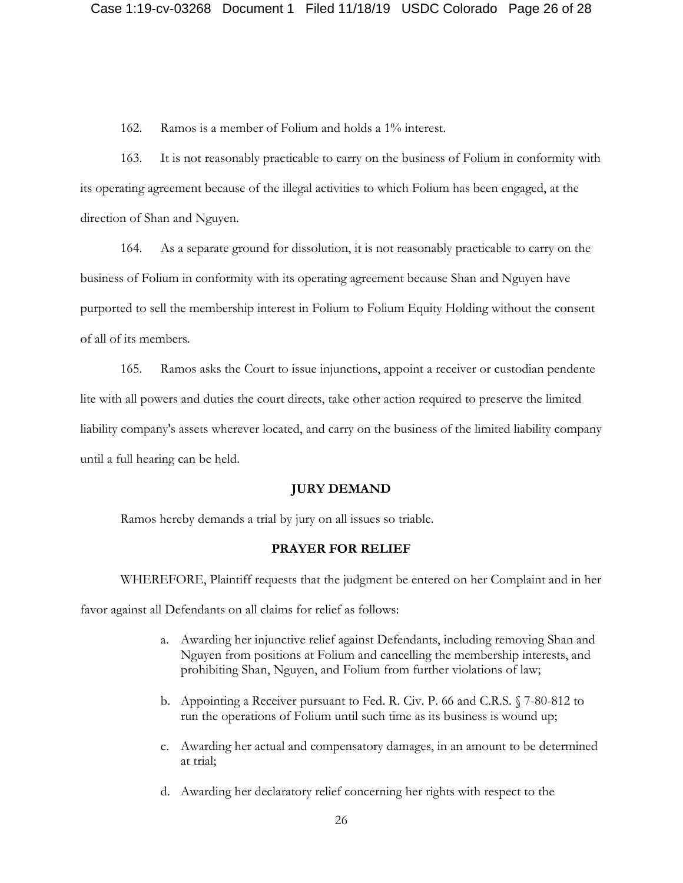162. Ramos is a member of Folium and holds a 1% interest.

163. It is not reasonably practicable to carry on the business of Folium in conformity with its operating agreement because of the illegal activities to which Folium has been engaged, at the direction of Shan and Nguyen.

164. As a separate ground for dissolution, it is not reasonably practicable to carry on the business of Folium in conformity with its operating agreement because Shan and Nguyen have purported to sell the membership interest in Folium to Folium Equity Holding without the consent of all of its members.

165. Ramos asks the Court to issue injunctions, appoint a receiver or custodian pendente lite with all powers and duties the court directs, take other action required to preserve the limited liability company's assets wherever located, and carry on the business of the limited liability company until a full hearing can be held.

**JURY DEMAND**

Ramos hereby demands a trial by jury on all issues so triable.

**PRAYER FOR RELIEF**

WHEREFORE, Plaintiff requests that the judgment be entered on her Complaint and in her favor against all Defendants on all claims for relief as follows:

a. Awarding her injunctive relief against Defendants, including removing Shan and Nguyen from positions at Folium and cancelling the membership interests, and prohibiting Shan, Nguyen, and Folium from further violations of law;

b. Appointing a Receiver pursuant to Fed. R. Civ. P. 66 and C.R.S. § 7-80-812 to run the operations of Folium until such time as its business is wound up;

c. Awarding her actual and compensatory damages, in an amount to be determined at trial;

d. Awarding her declaratory relief concerning her rights with respect to the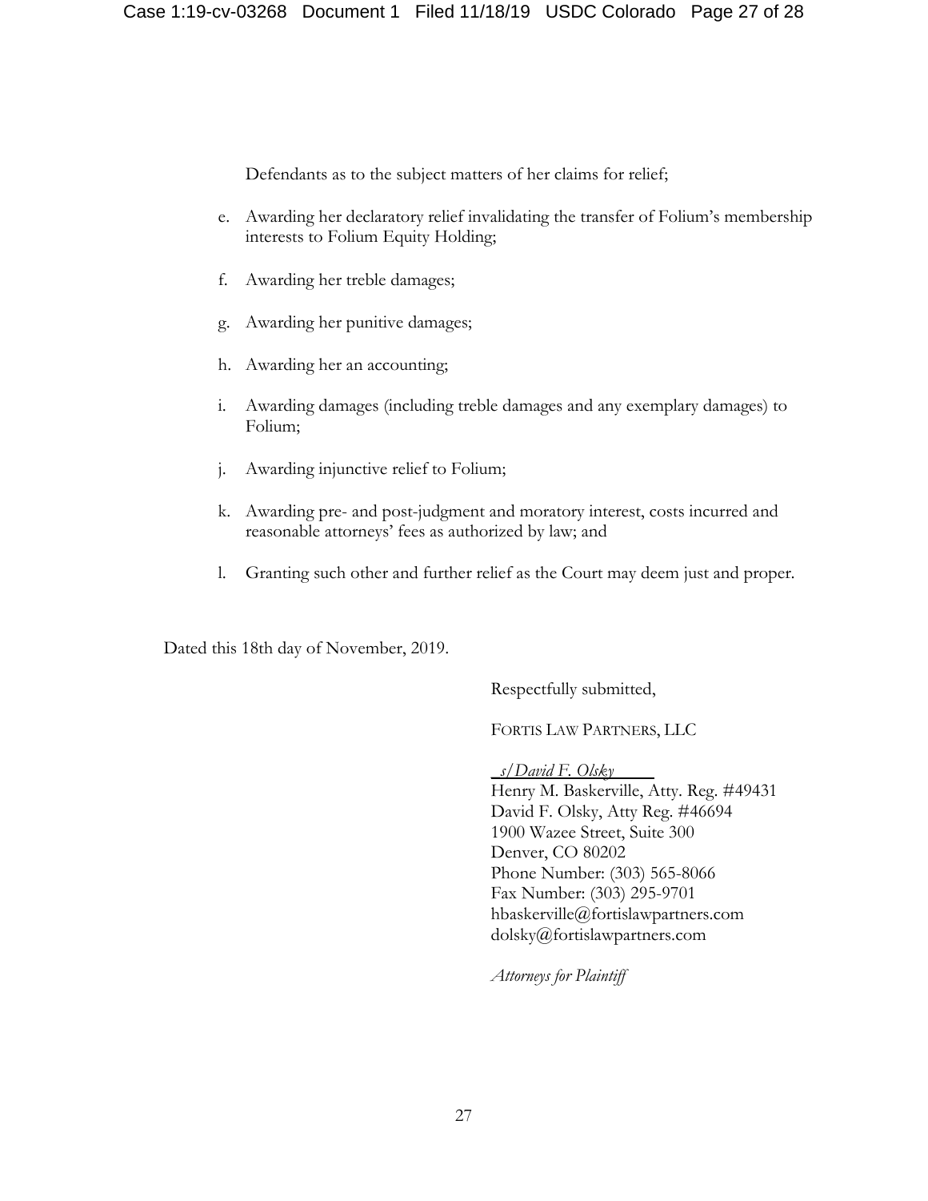Defendants as to the subject matters of her claims for relief;

e. Awarding her declaratory relief invalidating the transfer of Folium's membership interests to Folium Equity Holding;

f. Awarding her treble damages;

g. Awarding her punitive damages;

h. Awarding her an accounting;

i. Awarding damages (including treble damages and any exemplary damages) to Folium;

j. Awarding injunctive relief to Folium;

k. Awarding pre- and post-judgment and moratory interest, costs incurred and reasonable attorneys' fees as authorized by law; and

l. Granting such other and further relief as the Court may deem just and proper.

Dated this 18th day of November, 2019.

Respectfully submitted,

FORTIS LAW PARTNERS, LLC

*s/David F. Olsky*
Henry M. Baskerville, Atty. Reg. #49431
David F. Olsky, Atty Reg. #46694
1900 Wazee Street, Suite 300
Denver, CO 80202
Phone Number: (303) 565-8066
Fax Number: (303) 295-9701
hbaskerville@fortislawpartners.com
dolsky@fortislawpartners.com

*Attorneys for Plaintiff*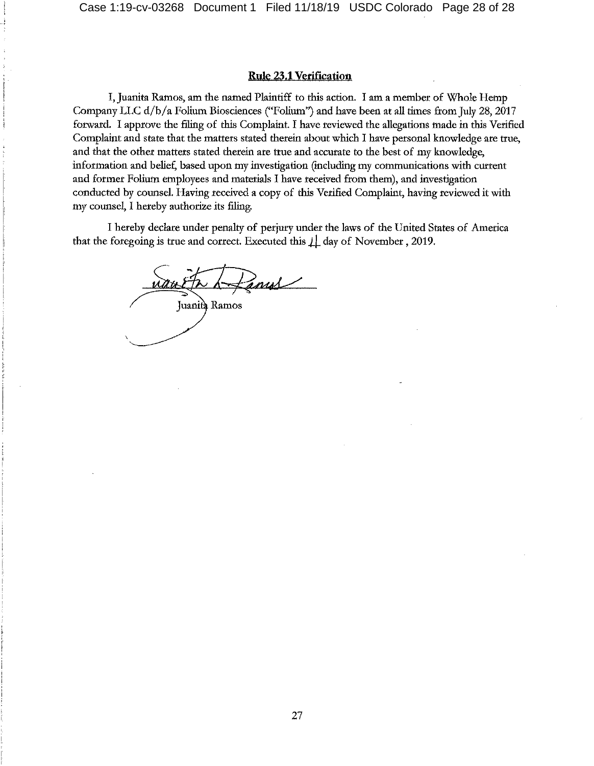## Rule 23.1 Verification

I, Juanita Ramos, am the named Plaintiff to this action. I am a member of Whole Hemp Company LLC d/b/a Folium Biosciences ("Folium") and have been at all times from July 28, 2017 forward. I approve the filing of this Complaint. I have reviewed the allegations made in this Verified Complaint and state that the matters stated therein about which I have personal knowledge are true, and that the other matters stated therein are true and accurate to the best of my knowledge, information and belief, based upon my investigation (including my communications with current and former Folium employees and materials I have received from them), and investigation conducted by counsel. Having received a copy of this Verified Complaint, having reviewed it with my counsel, I hereby authorize its filing.

I hereby declare under penalty of perjury under the laws of the United States of America that the foregoing is true and correct. Executed this 11 day of November , 2019.

Juanita Ramos